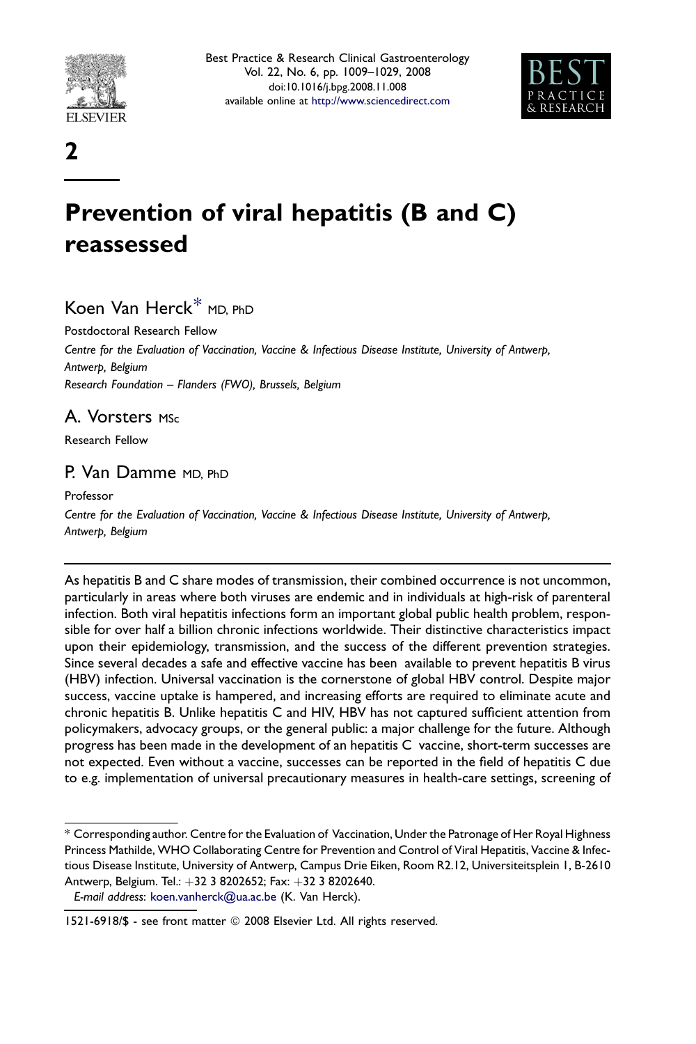2

# Prevention of viral hepatitis (B and C) reassessed

Koen Van Herck* MD, PhD

Postdoctoral Research Fellow

*Centre for the Evaluation of Vaccination, Vaccine & Infectious Disease Institute, University of Antwerp, Antwerp, Belgium*

*Research Foundation – Flanders (FWO), Brussels, Belgium*

A. Vorsters MSc

Research Fellow

P. Van Damme MD, PhD

Professor

*Centre for the Evaluation of Vaccination, Vaccine & Infectious Disease Institute, University of Antwerp, Antwerp, Belgium*

As hepatitis B and C share modes of transmission, their combined occurrence is not uncommon, particularly in areas where both viruses are endemic and in individuals at high-risk of parenteral infection. Both viral hepatitis infections form an important global public health problem, responsible for over half a billion chronic infections worldwide. Their distinctive characteristics impact upon their epidemiology, transmission, and the success of the different prevention strategies. Since several decades a safe and effective vaccine has been available to prevent hepatitis B virus (HBV) infection. Universal vaccination is the cornerstone of global HBV control. Despite major success, vaccine uptake is hampered, and increasing efforts are required to eliminate acute and chronic hepatitis B. Unlike hepatitis C and HIV, HBV has not captured sufficient attention from policymakers, advocacy groups, or the general public: a major challenge for the future. Although progress has been made in the development of an hepatitis C vaccine, short-term successes are not expected. Even without a vaccine, successes can be reported in the field of hepatitis C due to e.g. implementation of universal precautionary measures in health-care settings, screening of

* Corresponding author. Centre for the Evaluation of Vaccination, Under the Patronage of Her Royal Highness Princess Mathilde, WHO Collaborating Centre for Prevention and Control of Viral Hepatitis, Vaccine & Infectious Disease Institute, University of Antwerp, Campus Drie Eiken, Room R2.12, Universiteitsplein 1, B-2610 Antwerp, Belgium. Tel.: +32 3 8202652; Fax: +32 3 8202640.

*E-mail address*: koen.vanherck@ua.ac.be (K. Van Herck).

1521-6918/$ - see front matter © 2008 Elsevier Ltd. All rights reserved.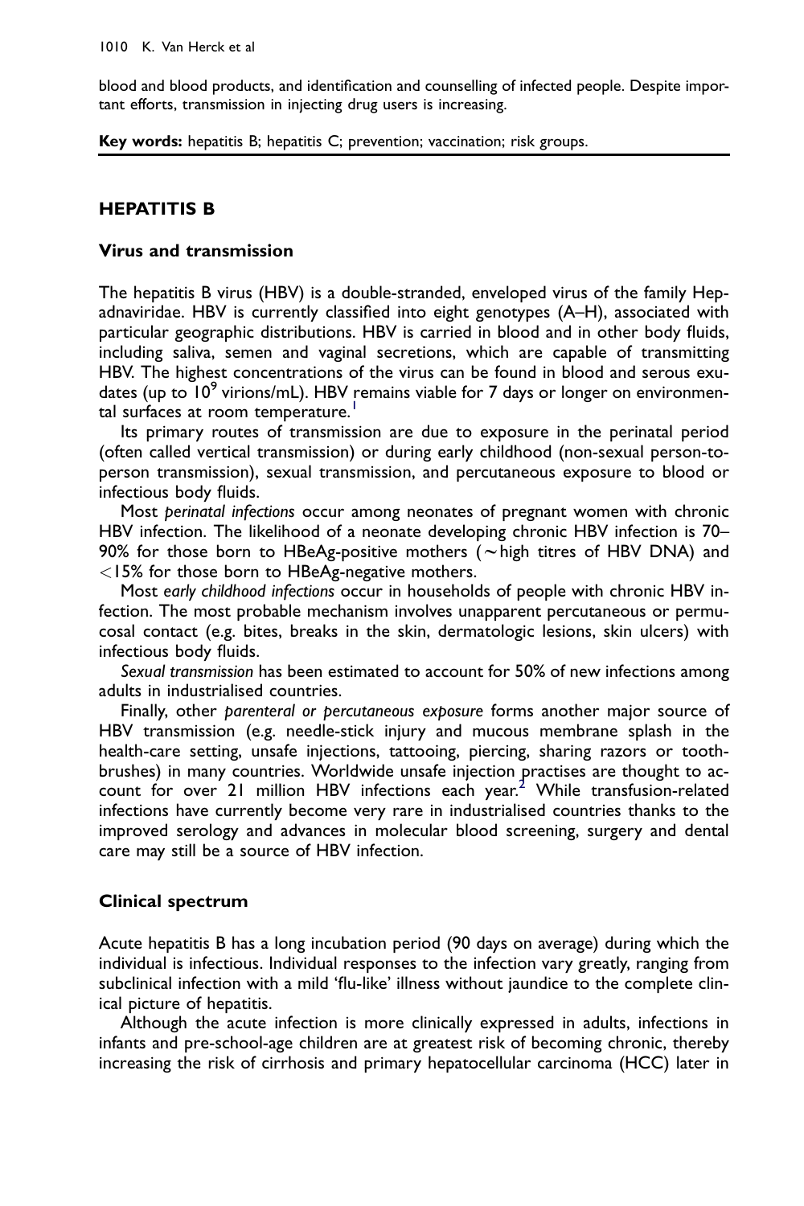blood and blood products, and identification and counselling of infected people. Despite important efforts, transmission in injecting drug users is increasing.

**Key words:** hepatitis B; hepatitis C; prevention; vaccination; risk groups.

## HEPATITIS B

### Virus and transmission

The hepatitis B virus (HBV) is a double-stranded, enveloped virus of the family Hepadnaviridae. HBV is currently classified into eight genotypes (A–H), associated with particular geographic distributions. HBV is carried in blood and in other body fluids, including saliva, semen and vaginal secretions, which are capable of transmitting HBV. The highest concentrations of the virus can be found in blood and serous exudates (up to $10^9$ virions/mL). HBV remains viable for 7 days or longer on environmental surfaces at room temperature.[1]

Its primary routes of transmission are due to exposure in the perinatal period (often called vertical transmission) or during early childhood (non-sexual person-to-person transmission), sexual transmission, and percutaneous exposure to blood or infectious body fluids.

Most *perinatal infections* occur among neonates of pregnant women with chronic HBV infection. The likelihood of a neonate developing chronic HBV infection is 70–90% for those born to HBeAg-positive mothers ($\sim$high titres of HBV DNA) and <15% for those born to HBeAg-negative mothers.

Most *early childhood infections* occur in households of people with chronic HBV infection. The most probable mechanism involves unapparent percutaneous or permucosal contact (e.g. bites, breaks in the skin, dermatologic lesions, skin ulcers) with infectious body fluids.

*Sexual transmission* has been estimated to account for 50% of new infections among adults in industrialised countries.

Finally, other *parenteral or percutaneous exposure* forms another major source of HBV transmission (e.g. needle-stick injury and mucous membrane splash in the health-care setting, unsafe injections, tattooing, piercing, sharing razors or toothbrushes) in many countries. Worldwide unsafe injection practises are thought to account for over 21 million HBV infections each year.[2] While transfusion-related infections have currently become very rare in industrialised countries thanks to the improved serology and advances in molecular blood screening, surgery and dental care may still be a source of HBV infection.

### Clinical spectrum

Acute hepatitis B has a long incubation period (90 days on average) during which the individual is infectious. Individual responses to the infection vary greatly, ranging from subclinical infection with a mild 'flu-like' illness without jaundice to the complete clinical picture of hepatitis.

Although the acute infection is more clinically expressed in adults, infections in infants and pre-school-age children are at greatest risk of becoming chronic, thereby increasing the risk of cirrhosis and primary hepatocellular carcinoma (HCC) later in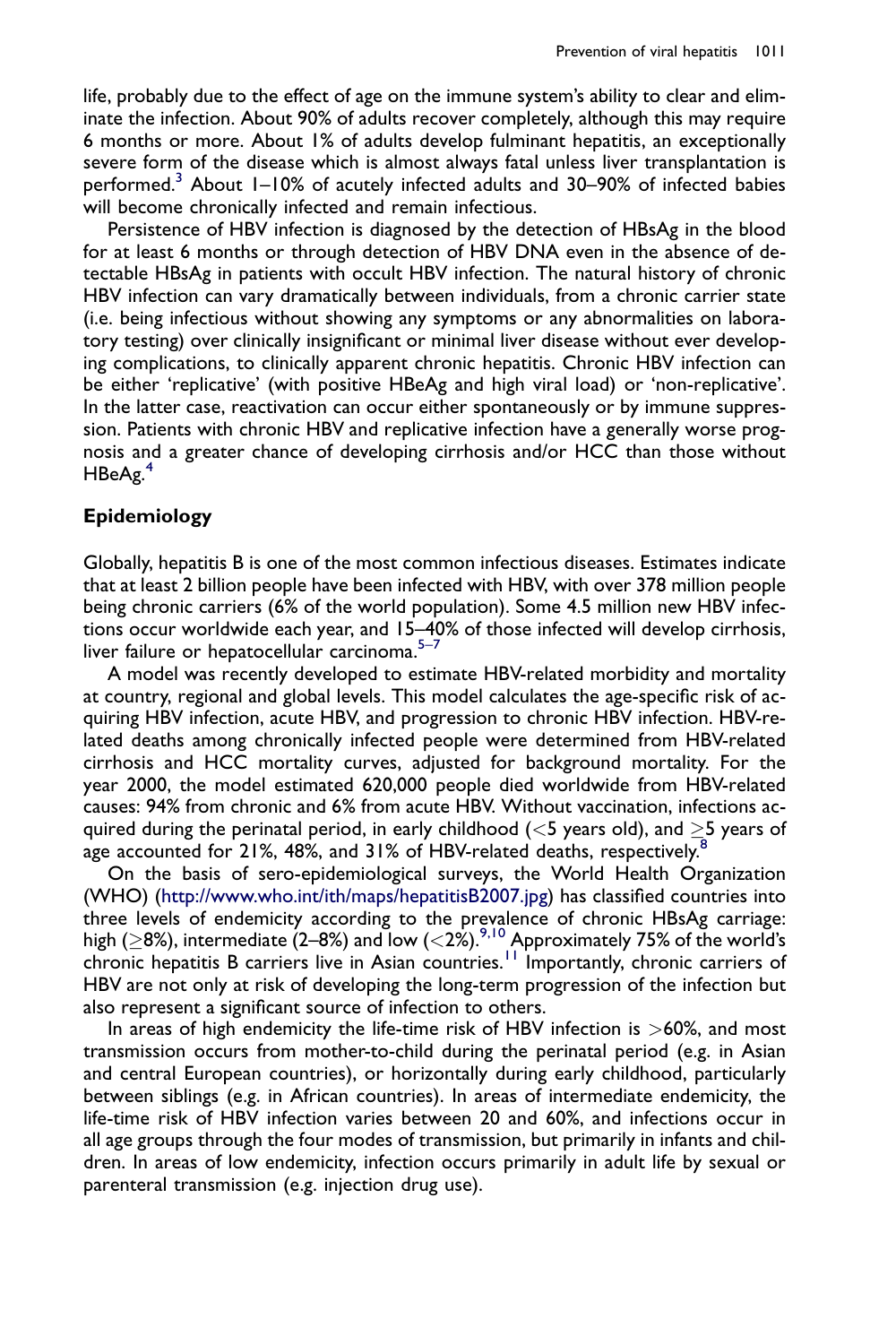life, probably due to the effect of age on the immune system's ability to clear and eliminate the infection. About 90% of adults recover completely, although this may require 6 months or more. About 1% of adults develop fulminant hepatitis, an exceptionally severe form of the disease which is almost always fatal unless liver transplantation is performed.[3] About 1–10% of acutely infected adults and 30–90% of infected babies will become chronically infected and remain infectious.

Persistence of HBV infection is diagnosed by the detection of HBsAg in the blood for at least 6 months or through detection of HBV DNA even in the absence of detectable HBsAg in patients with occult HBV infection. The natural history of chronic HBV infection can vary dramatically between individuals, from a chronic carrier state (i.e. being infectious without showing any symptoms or any abnormalities on laboratory testing) over clinically insignificant or minimal liver disease without ever developing complications, to clinically apparent chronic hepatitis. Chronic HBV infection can be either 'replicative' (with positive HBeAg and high viral load) or 'non-replicative'. In the latter case, reactivation can occur either spontaneously or by immune suppression. Patients with chronic HBV and replicative infection have a generally worse prognosis and a greater chance of developing cirrhosis and/or HCC than those without HBeAg.[4]

## Epidemiology

Globally, hepatitis B is one of the most common infectious diseases. Estimates indicate that at least 2 billion people have been infected with HBV, with over 378 million people being chronic carriers (6% of the world population). Some 4.5 million new HBV infections occur worldwide each year, and 15–40% of those infected will develop cirrhosis, liver failure or hepatocellular carcinoma.[5–7]

A model was recently developed to estimate HBV-related morbidity and mortality at country, regional and global levels. This model calculates the age-specific risk of acquiring HBV infection, acute HBV, and progression to chronic HBV infection. HBV-related deaths among chronically infected people were determined from HBV-related cirrhosis and HCC mortality curves, adjusted for background mortality. For the year 2000, the model estimated 620,000 people died worldwide from HBV-related causes: 94% from chronic and 6% from acute HBV. Without vaccination, infections acquired during the perinatal period, in early childhood (<5 years old), and ≥5 years of age accounted for 21%, 48%, and 31% of HBV-related deaths, respectively.[8]

On the basis of sero-epidemiological surveys, the World Health Organization (WHO) (http://www.who.int/ith/maps/hepatitisB2007.jpg) has classified countries into three levels of endemicity according to the prevalence of chronic HBsAg carriage: high (≥8%), intermediate (2–8%) and low (<2%).[9,10] Approximately 75% of the world's chronic hepatitis B carriers live in Asian countries.[11] Importantly, chronic carriers of HBV are not only at risk of developing the long-term progression of the infection but also represent a significant source of infection to others.

In areas of high endemicity the life-time risk of HBV infection is >60%, and most transmission occurs from mother-to-child during the perinatal period (e.g. in Asian and central European countries), or horizontally during early childhood, particularly between siblings (e.g. in African countries). In areas of intermediate endemicity, the life-time risk of HBV infection varies between 20 and 60%, and infections occur in all age groups through the four modes of transmission, but primarily in infants and children. In areas of low endemicity, infection occurs primarily in adult life by sexual or parenteral transmission (e.g. injection drug use).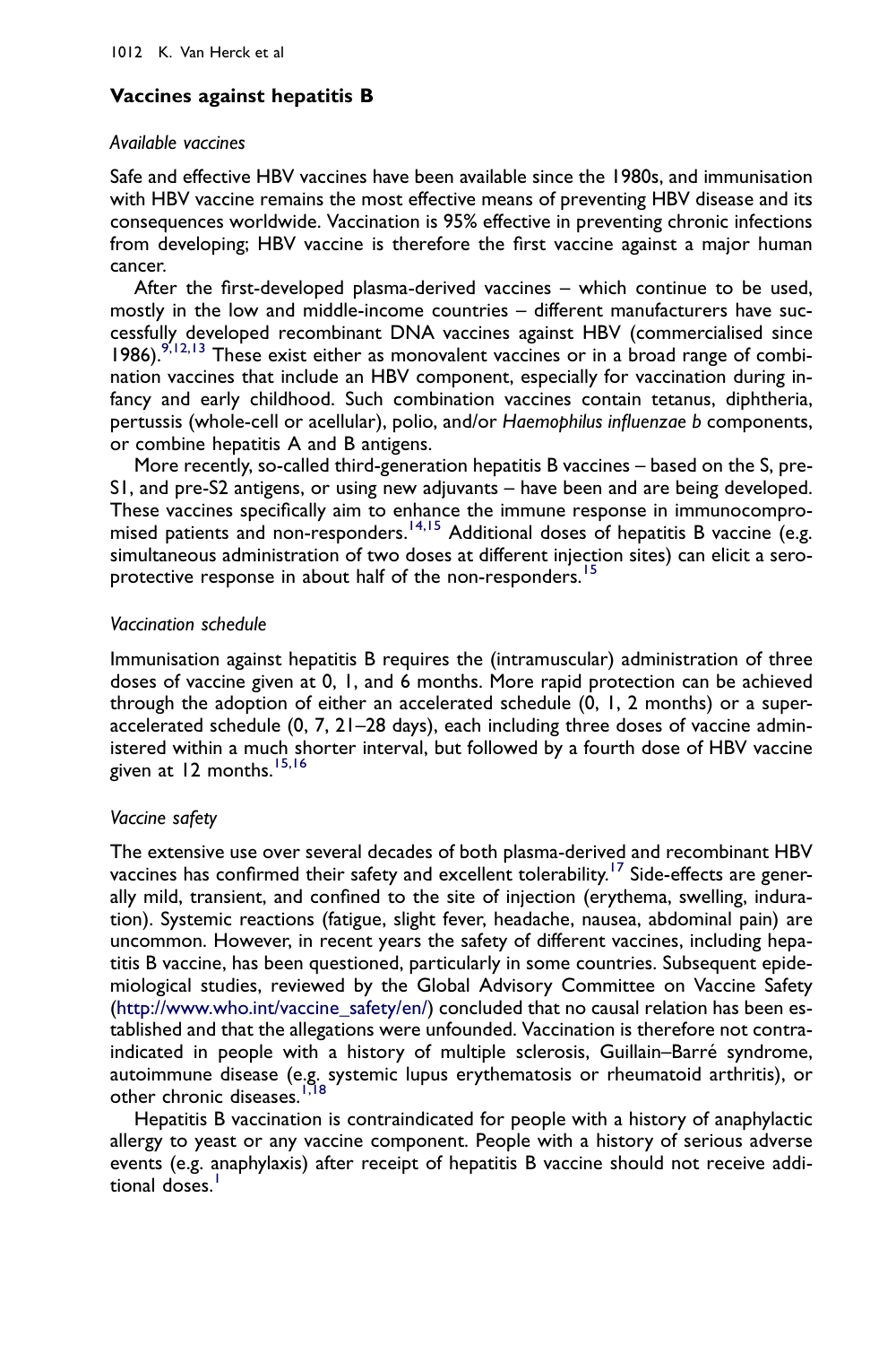## Vaccines against hepatitis B

### *Available vaccines*

Safe and effective HBV vaccines have been available since the 1980s, and immunisation with HBV vaccine remains the most effective means of preventing HBV disease and its consequences worldwide. Vaccination is 95% effective in preventing chronic infections from developing; HBV vaccine is therefore the first vaccine against a major human cancer.

After the first-developed plasma-derived vaccines – which continue to be used, mostly in the low and middle-income countries – different manufacturers have successfully developed recombinant DNA vaccines against HBV (commercialised since 1986).[9,12,13] These exist either as monovalent vaccines or in a broad range of combination vaccines that include an HBV component, especially for vaccination during infancy and early childhood. Such combination vaccines contain tetanus, diphtheria, pertussis (whole-cell or acellular), polio, and/or *Haemophilus influenzae b* components, or combine hepatitis A and B antigens.

More recently, so-called third-generation hepatitis B vaccines – based on the S, pre-S1, and pre-S2 antigens, or using new adjuvants – have been and are being developed. These vaccines specifically aim to enhance the immune response in immunocompromised patients and non-responders.[14,15] Additional doses of hepatitis B vaccine (e.g. simultaneous administration of two doses at different injection sites) can elicit a seroprotective response in about half of the non-responders.[15]

### *Vaccination schedule*

Immunisation against hepatitis B requires the (intramuscular) administration of three doses of vaccine given at 0, 1, and 6 months. More rapid protection can be achieved through the adoption of either an accelerated schedule (0, 1, 2 months) or a super-accelerated schedule (0, 7, 21–28 days), each including three doses of vaccine administered within a much shorter interval, but followed by a fourth dose of HBV vaccine given at 12 months.[15,16]

### *Vaccine safety*

The extensive use over several decades of both plasma-derived and recombinant HBV vaccines has confirmed their safety and excellent tolerability.[17] Side-effects are generally mild, transient, and confined to the site of injection (erythema, swelling, induration). Systemic reactions (fatigue, slight fever, headache, nausea, abdominal pain) are uncommon. However, in recent years the safety of different vaccines, including hepatitis B vaccine, has been questioned, particularly in some countries. Subsequent epidemiological studies, reviewed by the Global Advisory Committee on Vaccine Safety (http://www.who.int/vaccine_safety/en/) concluded that no causal relation has been established and that the allegations were unfounded. Vaccination is therefore not contraindicated in people with a history of multiple sclerosis, Guillain–Barré syndrome, autoimmune disease (e.g. systemic lupus erythematosis or rheumatoid arthritis), or other chronic diseases.[1,18]

Hepatitis B vaccination is contraindicated for people with a history of anaphylactic allergy to yeast or any vaccine component. People with a history of serious adverse events (e.g. anaphylaxis) after receipt of hepatitis B vaccine should not receive additional doses.[1]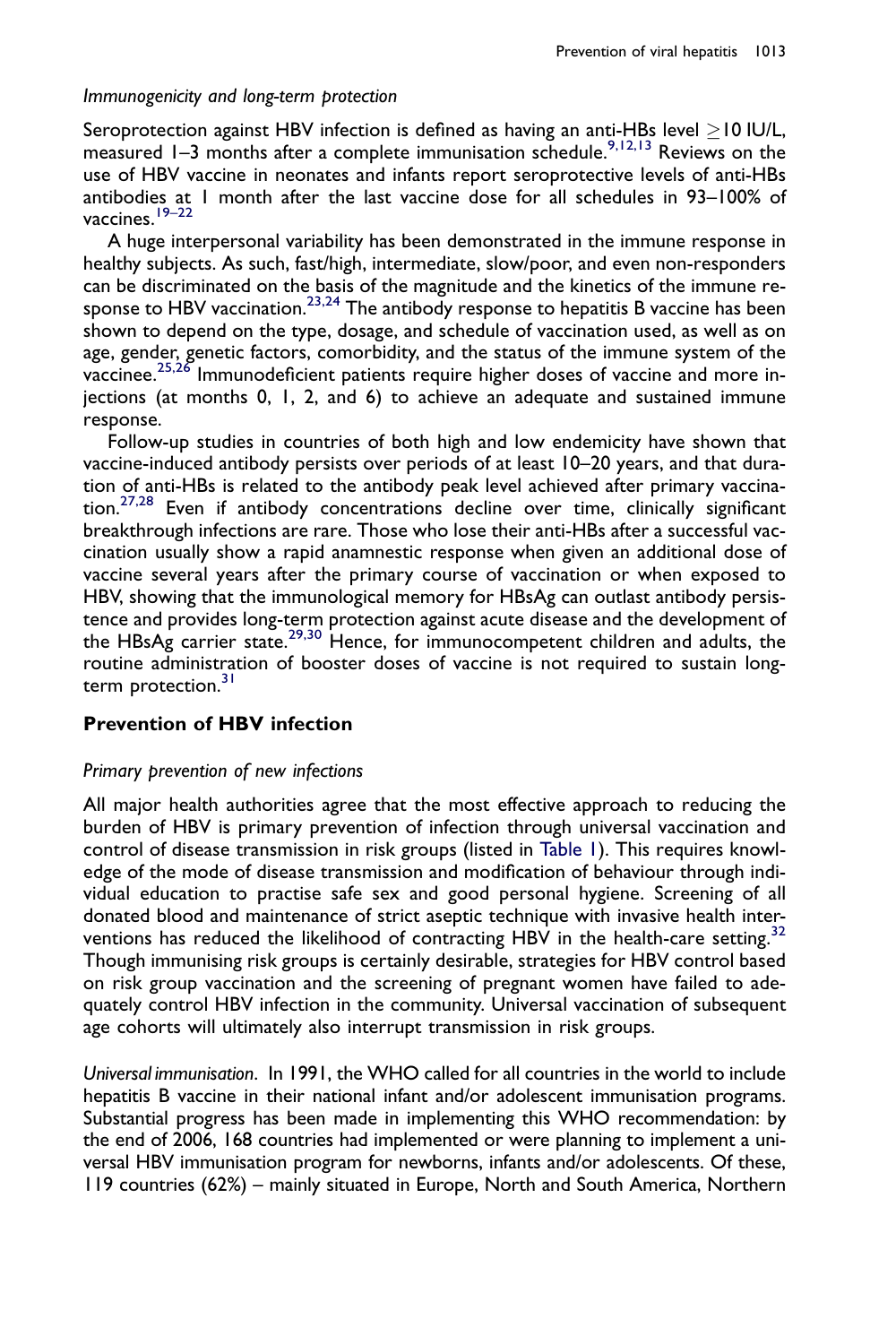*Immunogenicity and long-term protection*

Seroprotection against HBV infection is defined as having an anti-HBs level $\geq$10 IU/L, measured 1–3 months after a complete immunisation schedule.[9,12,13] Reviews on the use of HBV vaccine in neonates and infants report seroprotective levels of anti-HBs antibodies at 1 month after the last vaccine dose for all schedules in 93–100% of vaccines.[19–22]

A huge interpersonal variability has been demonstrated in the immune response in healthy subjects. As such, fast/high, intermediate, slow/poor, and even non-responders can be discriminated on the basis of the magnitude and the kinetics of the immune response to HBV vaccination.[23,24] The antibody response to hepatitis B vaccine has been shown to depend on the type, dosage, and schedule of vaccination used, as well as on age, gender, genetic factors, comorbidity, and the status of the immune system of the vaccinee.[25,26] Immunodeficient patients require higher doses of vaccine and more injections (at months 0, 1, 2, and 6) to achieve an adequate and sustained immune response.

Follow-up studies in countries of both high and low endemicity have shown that vaccine-induced antibody persists over periods of at least 10–20 years, and that duration of anti-HBs is related to the antibody peak level achieved after primary vaccination.[27,28] Even if antibody concentrations decline over time, clinically significant breakthrough infections are rare. Those who lose their anti-HBs after a successful vaccination usually show a rapid anamnestic response when given an additional dose of vaccine several years after the primary course of vaccination or when exposed to HBV, showing that the immunological memory for HBsAg can outlast antibody persistence and provides long-term protection against acute disease and the development of the HBsAg carrier state.[29,30] Hence, for immunocompetent children and adults, the routine administration of booster doses of vaccine is not required to sustain long-term protection.[31]

## Prevention of HBV infection

*Primary prevention of new infections*

All major health authorities agree that the most effective approach to reducing the burden of HBV is primary prevention of infection through universal vaccination and control of disease transmission in risk groups (listed in Table 1). This requires knowledge of the mode of disease transmission and modification of behaviour through individual education to practise safe sex and good personal hygiene. Screening of all donated blood and maintenance of strict aseptic technique with invasive health interventions has reduced the likelihood of contracting HBV in the health-care setting.[32] Though immunising risk groups is certainly desirable, strategies for HBV control based on risk group vaccination and the screening of pregnant women have failed to adequately control HBV infection in the community. Universal vaccination of subsequent age cohorts will ultimately also interrupt transmission in risk groups.

*Universal immunisation*. In 1991, the WHO called for all countries in the world to include hepatitis B vaccine in their national infant and/or adolescent immunisation programs. Substantial progress has been made in implementing this WHO recommendation: by the end of 2006, 168 countries had implemented or were planning to implement a universal HBV immunisation program for newborns, infants and/or adolescents. Of these, 119 countries (62%) – mainly situated in Europe, North and South America, Northern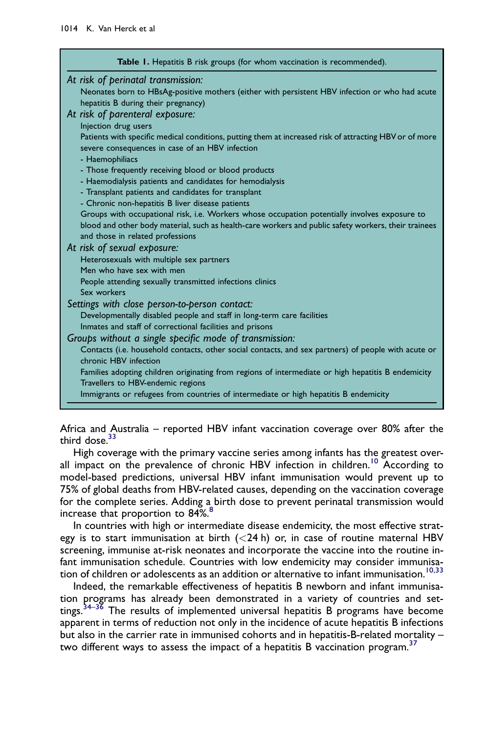**Table 1.** Hepatitis B risk groups (for whom vaccination is recommended).

*At risk of perinatal transmission:*

Neonates born to HBsAg-positive mothers (either with persistent HBV infection or who had acute hepatitis B during their pregnancy)

*At risk of parenteral exposure:*

Injection drug users

Patients with specific medical conditions, putting them at increased risk of attracting HBV or of more severe consequences in case of an HBV infection

- Haemophiliacs
- Those frequently receiving blood or blood products
- Haemodialysis patients and candidates for hemodialysis
- Transplant patients and candidates for transplant
- Chronic non-hepatitis B liver disease patients

Groups with occupational risk, i.e. Workers whose occupation potentially involves exposure to blood and other body material, such as health-care workers and public safety workers, their trainees and those in related professions

*At risk of sexual exposure:*

Heterosexuals with multiple sex partners

Men who have sex with men

People attending sexually transmitted infections clinics

Sex workers

*Settings with close person-to-person contact:*

Developmentally disabled people and staff in long-term care facilities

Inmates and staff of correctional facilities and prisons

*Groups without a single specific mode of transmission:*

Contacts (i.e. household contacts, other social contacts, and sex partners) of people with acute or chronic HBV infection

Families adopting children originating from regions of intermediate or high hepatitis B endemicity

Travellers to HBV-endemic regions

Immigrants or refugees from countries of intermediate or high hepatitis B endemicity

Africa and Australia – reported HBV infant vaccination coverage over 80% after the third dose.[33]

High coverage with the primary vaccine series among infants has the greatest overall impact on the prevalence of chronic HBV infection in children.[10] According to model-based predictions, universal HBV infant immunisation would prevent up to 75% of global deaths from HBV-related causes, depending on the vaccination coverage for the complete series. Adding a birth dose to prevent perinatal transmission would increase that proportion to 84%.[8]

In countries with high or intermediate disease endemicity, the most effective strategy is to start immunisation at birth (<24 h) or, in case of routine maternal HBV screening, immunise at-risk neonates and incorporate the vaccine into the routine infant immunisation schedule. Countries with low endemicity may consider immunisation of children or adolescents as an addition or alternative to infant immunisation.[10,33]

Indeed, the remarkable effectiveness of hepatitis B newborn and infant immunisation programs has already been demonstrated in a variety of countries and settings.[34–36] The results of implemented universal hepatitis B programs have become apparent in terms of reduction not only in the incidence of acute hepatitis B infections but also in the carrier rate in immunised cohorts and in hepatitis-B-related mortality – two different ways to assess the impact of a hepatitis B vaccination program.[37]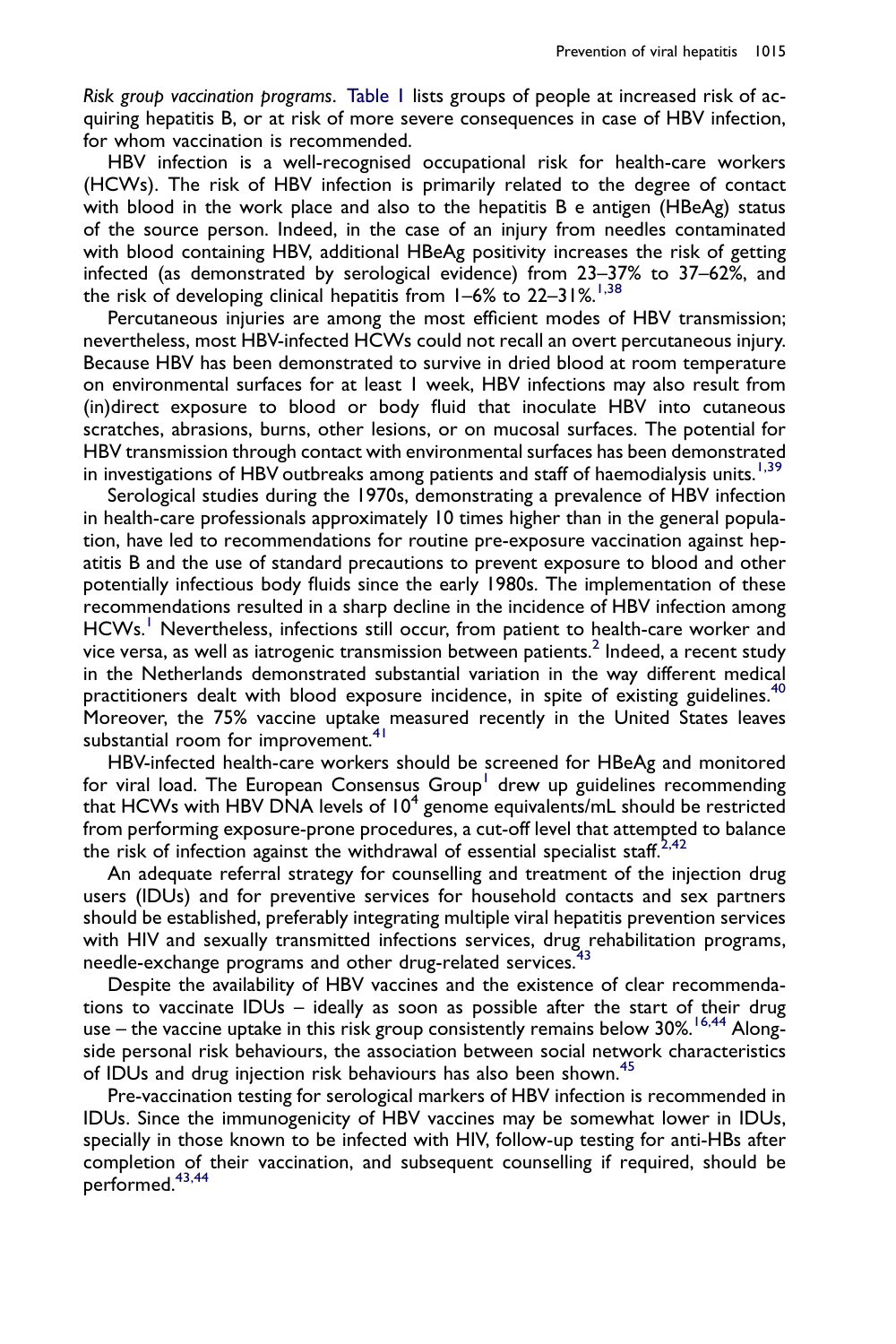*Risk group vaccination programs*. Table 1 lists groups of people at increased risk of acquiring hepatitis B, or at risk of more severe consequences in case of HBV infection, for whom vaccination is recommended.

HBV infection is a well-recognised occupational risk for health-care workers (HCWs). The risk of HBV infection is primarily related to the degree of contact with blood in the work place and also to the hepatitis B e antigen (HBeAg) status of the source person. Indeed, in the case of an injury from needles contaminated with blood containing HBV, additional HBeAg positivity increases the risk of getting infected (as demonstrated by serological evidence) from 23–37% to 37–62%, and the risk of developing clinical hepatitis from 1–6% to 22–31%.[1,38]

Percutaneous injuries are among the most efficient modes of HBV transmission; nevertheless, most HBV-infected HCWs could not recall an overt percutaneous injury. Because HBV has been demonstrated to survive in dried blood at room temperature on environmental surfaces for at least 1 week, HBV infections may also result from (in)direct exposure to blood or body fluid that inoculate HBV into cutaneous scratches, abrasions, burns, other lesions, or on mucosal surfaces. The potential for HBV transmission through contact with environmental surfaces has been demonstrated in investigations of HBV outbreaks among patients and staff of haemodialysis units.[1,39]

Serological studies during the 1970s, demonstrating a prevalence of HBV infection in health-care professionals approximately 10 times higher than in the general population, have led to recommendations for routine pre-exposure vaccination against hepatitis B and the use of standard precautions to prevent exposure to blood and other potentially infectious body fluids since the early 1980s. The implementation of these recommendations resulted in a sharp decline in the incidence of HBV infection among HCWs.[1] Nevertheless, infections still occur, from patient to health-care worker and vice versa, as well as iatrogenic transmission between patients.[2] Indeed, a recent study in the Netherlands demonstrated substantial variation in the way different medical practitioners dealt with blood exposure incidence, in spite of existing guidelines.[40] Moreover, the 75% vaccine uptake measured recently in the United States leaves substantial room for improvement.[41]

HBV-infected health-care workers should be screened for HBeAg and monitored for viral load. The European Consensus Group[1] drew up guidelines recommending that HCWs with HBV DNA levels of $10^4$ genome equivalents/mL should be restricted from performing exposure-prone procedures, a cut-off level that attempted to balance the risk of infection against the withdrawal of essential specialist staff.[2,42]

An adequate referral strategy for counselling and treatment of the injection drug users (IDUs) and for preventive services for household contacts and sex partners should be established, preferably integrating multiple viral hepatitis prevention services with HIV and sexually transmitted infections services, drug rehabilitation programs, needle-exchange programs and other drug-related services.[43]

Despite the availability of HBV vaccines and the existence of clear recommendations to vaccinate IDUs – ideally as soon as possible after the start of their drug use – the vaccine uptake in this risk group consistently remains below 30%.[16,44] Alongside personal risk behaviours, the association between social network characteristics of IDUs and drug injection risk behaviours has also been shown.[45]

Pre-vaccination testing for serological markers of HBV infection is recommended in IDUs. Since the immunogenicity of HBV vaccines may be somewhat lower in IDUs, specially in those known to be infected with HIV, follow-up testing for anti-HBs after completion of their vaccination, and subsequent counselling if required, should be performed.[43,44]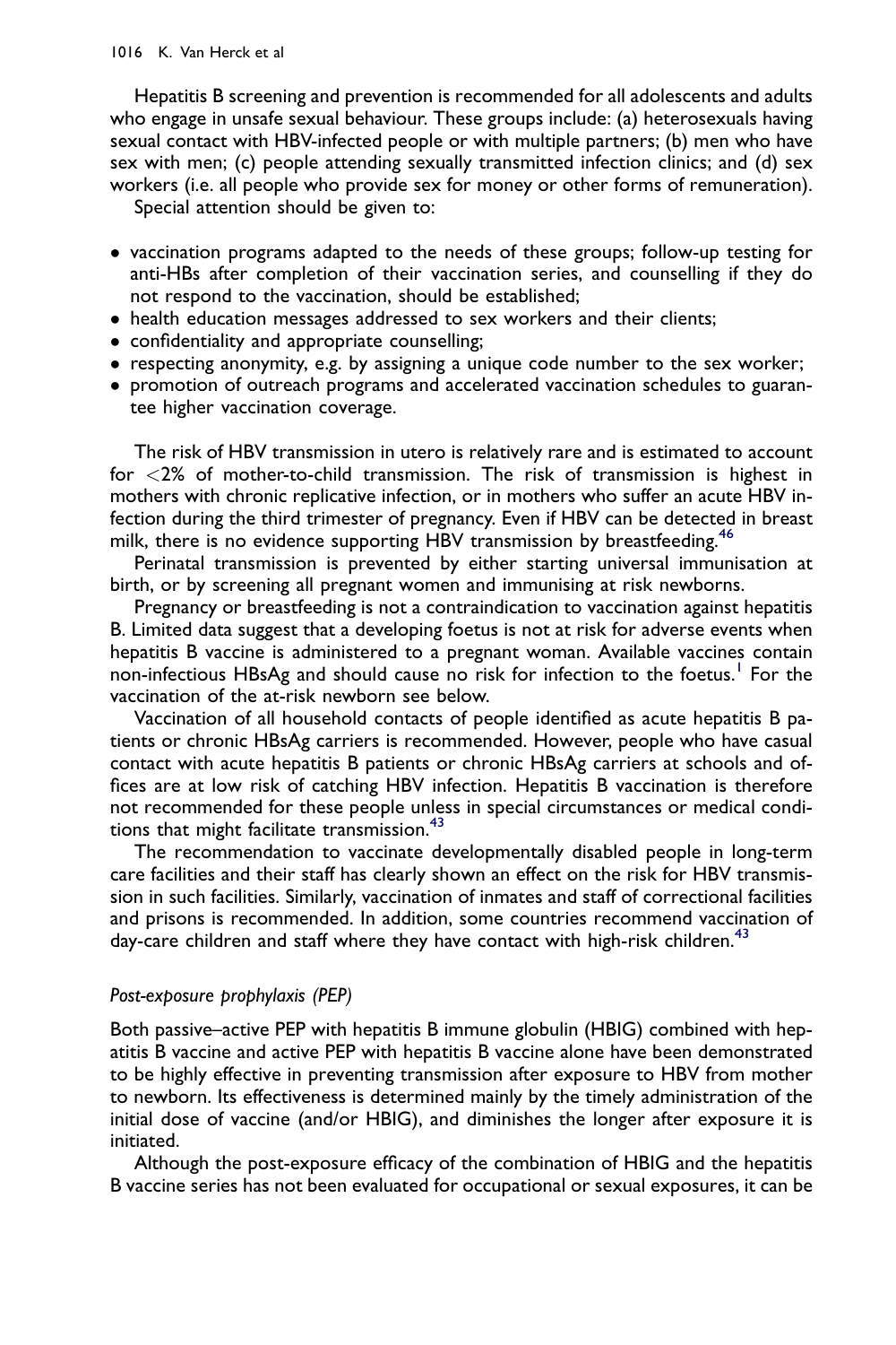Hepatitis B screening and prevention is recommended for all adolescents and adults who engage in unsafe sexual behaviour. These groups include: (a) heterosexuals having sexual contact with HBV-infected people or with multiple partners; (b) men who have sex with men; (c) people attending sexually transmitted infection clinics; and (d) sex workers (i.e. all people who provide sex for money or other forms of remuneration).

Special attention should be given to:

- vaccination programs adapted to the needs of these groups; follow-up testing for anti-HBs after completion of their vaccination series, and counselling if they do not respond to the vaccination, should be established;
- health education messages addressed to sex workers and their clients;
- confidentiality and appropriate counselling;
- respecting anonymity, e.g. by assigning a unique code number to the sex worker;
- promotion of outreach programs and accelerated vaccination schedules to guarantee higher vaccination coverage.

The risk of HBV transmission in utero is relatively rare and is estimated to account for <2% of mother-to-child transmission. The risk of transmission is highest in mothers with chronic replicative infection, or in mothers who suffer an acute HBV infection during the third trimester of pregnancy. Even if HBV can be detected in breast milk, there is no evidence supporting HBV transmission by breastfeeding.[46]

Perinatal transmission is prevented by either starting universal immunisation at birth, or by screening all pregnant women and immunising at risk newborns.

Pregnancy or breastfeeding is not a contraindication to vaccination against hepatitis B. Limited data suggest that a developing foetus is not at risk for adverse events when hepatitis B vaccine is administered to a pregnant woman. Available vaccines contain non-infectious HBsAg and should cause no risk for infection to the foetus.[1] For the vaccination of the at-risk newborn see below.

Vaccination of all household contacts of people identified as acute hepatitis B patients or chronic HBsAg carriers is recommended. However, people who have casual contact with acute hepatitis B patients or chronic HBsAg carriers at schools and offices are at low risk of catching HBV infection. Hepatitis B vaccination is therefore not recommended for these people unless in special circumstances or medical conditions that might facilitate transmission.[43]

The recommendation to vaccinate developmentally disabled people in long-term care facilities and their staff has clearly shown an effect on the risk for HBV transmission in such facilities. Similarly, vaccination of inmates and staff of correctional facilities and prisons is recommended. In addition, some countries recommend vaccination of day-care children and staff where they have contact with high-risk children.[43]

### *Post-exposure prophylaxis (PEP)*

Both passive–active PEP with hepatitis B immune globulin (HBIG) combined with hepatitis B vaccine and active PEP with hepatitis B vaccine alone have been demonstrated to be highly effective in preventing transmission after exposure to HBV from mother to newborn. Its effectiveness is determined mainly by the timely administration of the initial dose of vaccine (and/or HBIG), and diminishes the longer after exposure it is initiated.

Although the post-exposure efficacy of the combination of HBIG and the hepatitis B vaccine series has not been evaluated for occupational or sexual exposures, it can be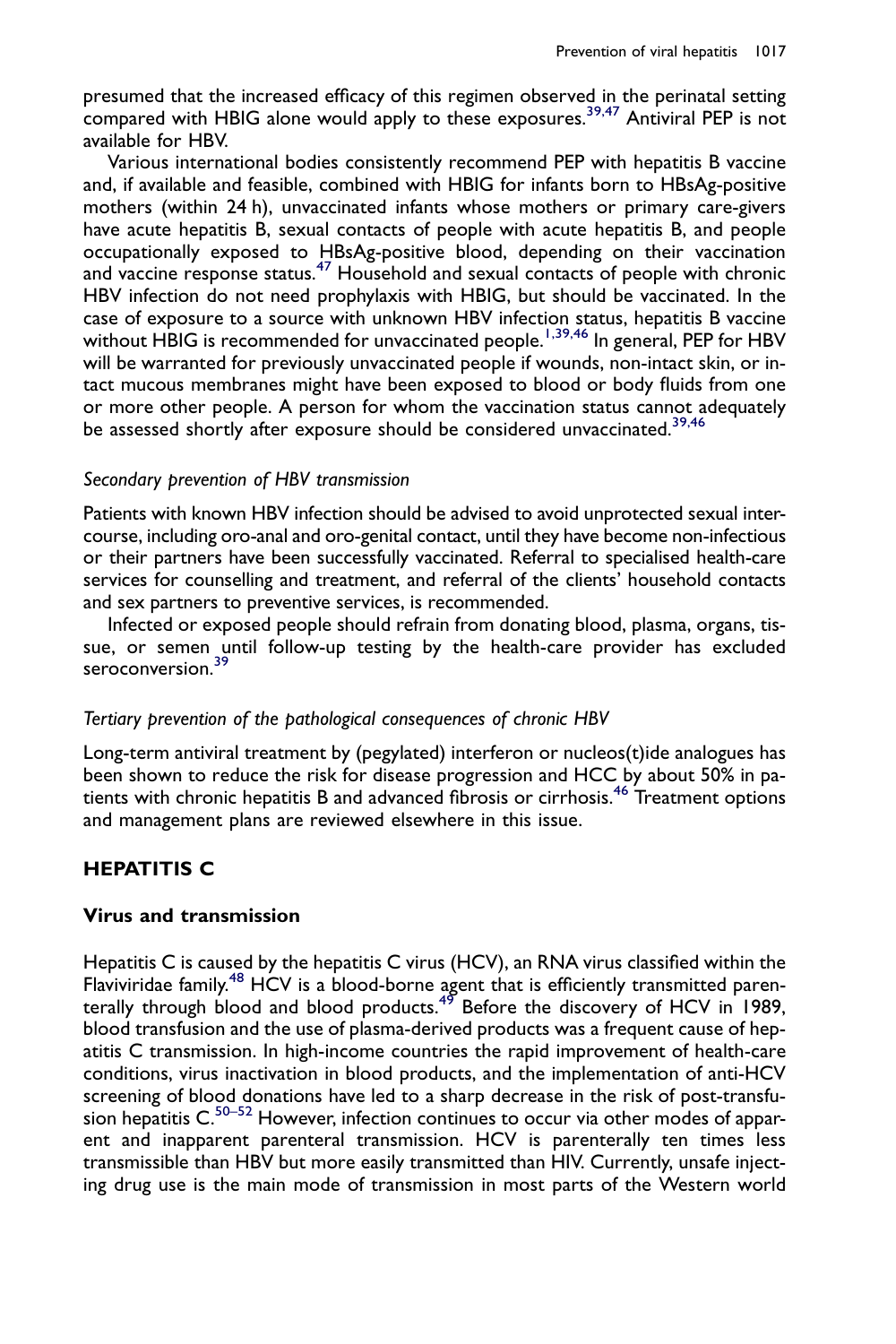presumed that the increased efficacy of this regimen observed in the perinatal setting compared with HBIG alone would apply to these exposures.[39,47] Antiviral PEP is not available for HBV.

Various international bodies consistently recommend PEP with hepatitis B vaccine and, if available and feasible, combined with HBIG for infants born to HBsAg-positive mothers (within 24 h), unvaccinated infants whose mothers or primary care-givers have acute hepatitis B, sexual contacts of people with acute hepatitis B, and people occupationally exposed to HBsAg-positive blood, depending on their vaccination and vaccine response status.[47] Household and sexual contacts of people with chronic HBV infection do not need prophylaxis with HBIG, but should be vaccinated. In the case of exposure to a source with unknown HBV infection status, hepatitis B vaccine without HBIG is recommended for unvaccinated people.[1,39,46] In general, PEP for HBV will be warranted for previously unvaccinated people if wounds, non-intact skin, or intact mucous membranes might have been exposed to blood or body fluids from one or more other people. A person for whom the vaccination status cannot adequately be assessed shortly after exposure should be considered unvaccinated.[39,46]

### *Secondary prevention of HBV transmission*

Patients with known HBV infection should be advised to avoid unprotected sexual intercourse, including oro-anal and oro-genital contact, until they have become non-infectious or their partners have been successfully vaccinated. Referral to specialised health-care services for counselling and treatment, and referral of the clients' household contacts and sex partners to preventive services, is recommended.

Infected or exposed people should refrain from donating blood, plasma, organs, tissue, or semen until follow-up testing by the health-care provider has excluded seroconversion.[39]

### *Tertiary prevention of the pathological consequences of chronic HBV*

Long-term antiviral treatment by (pegylated) interferon or nucleos(t)ide analogues has been shown to reduce the risk for disease progression and HCC by about 50% in patients with chronic hepatitis B and advanced fibrosis or cirrhosis.[46] Treatment options and management plans are reviewed elsewhere in this issue.

## HEPATITIS C

### Virus and transmission

Hepatitis C is caused by the hepatitis C virus (HCV), an RNA virus classified within the Flaviviridae family.[48] HCV is a blood-borne agent that is efficiently transmitted parenterally through blood and blood products.[49] Before the discovery of HCV in 1989, blood transfusion and the use of plasma-derived products was a frequent cause of hepatitis C transmission. In high-income countries the rapid improvement of health-care conditions, virus inactivation in blood products, and the implementation of anti-HCV screening of blood donations have led to a sharp decrease in the risk of post-transfusion hepatitis C.[50–52] However, infection continues to occur via other modes of apparent and inapparent parenteral transmission. HCV is parenterally ten times less transmissible than HBV but more easily transmitted than HIV. Currently, unsafe injecting drug use is the main mode of transmission in most parts of the Western world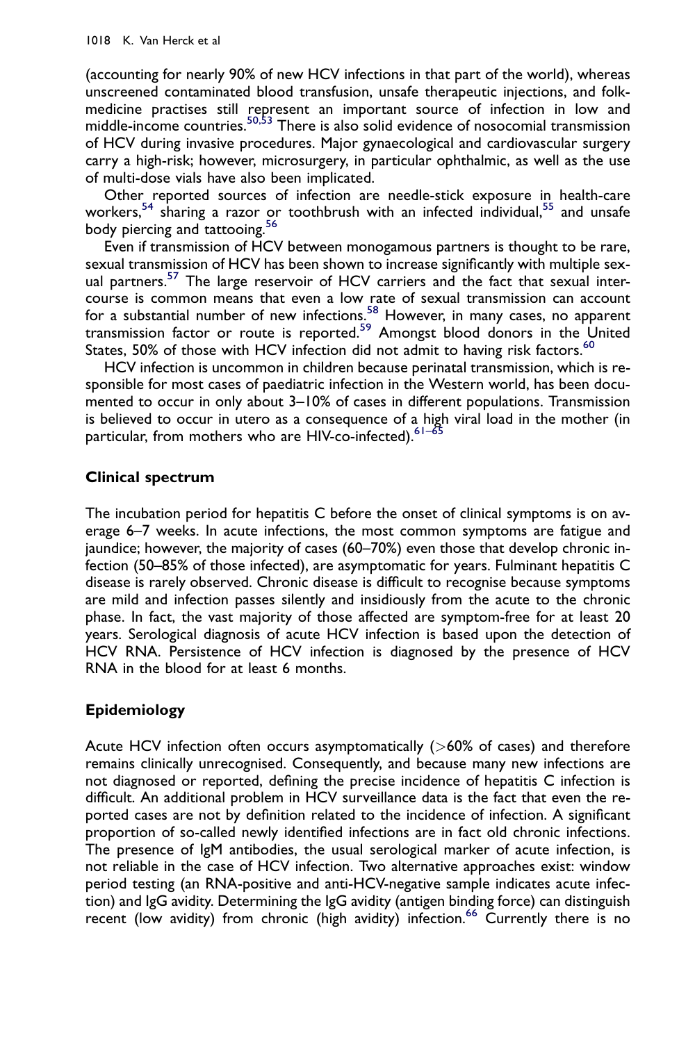(accounting for nearly 90% of new HCV infections in that part of the world), whereas unscreened contaminated blood transfusion, unsafe therapeutic injections, and folk-medicine practises still represent an important source of infection in low and middle-income countries.[50,53] There is also solid evidence of nosocomial transmission of HCV during invasive procedures. Major gynaecological and cardiovascular surgery carry a high-risk; however, microsurgery, in particular ophthalmic, as well as the use of multi-dose vials have also been implicated.

Other reported sources of infection are needle-stick exposure in health-care workers,[54] sharing a razor or toothbrush with an infected individual,[55] and unsafe body piercing and tattooing.[56]

Even if transmission of HCV between monogamous partners is thought to be rare, sexual transmission of HCV has been shown to increase significantly with multiple sexual partners.[57] The large reservoir of HCV carriers and the fact that sexual intercourse is common means that even a low rate of sexual transmission can account for a substantial number of new infections.[58] However, in many cases, no apparent transmission factor or route is reported.[59] Amongst blood donors in the United States, 50% of those with HCV infection did not admit to having risk factors.[60]

HCV infection is uncommon in children because perinatal transmission, which is responsible for most cases of paediatric infection in the Western world, has been documented to occur in only about 3–10% of cases in different populations. Transmission is believed to occur in utero as a consequence of a high viral load in the mother (in particular, from mothers who are HIV-co-infected).[61–65]

## Clinical spectrum

The incubation period for hepatitis C before the onset of clinical symptoms is on average 6–7 weeks. In acute infections, the most common symptoms are fatigue and jaundice; however, the majority of cases (60–70%) even those that develop chronic infection (50–85% of those infected), are asymptomatic for years. Fulminant hepatitis C disease is rarely observed. Chronic disease is difficult to recognise because symptoms are mild and infection passes silently and insidiously from the acute to the chronic phase. In fact, the vast majority of those affected are symptom-free for at least 20 years. Serological diagnosis of acute HCV infection is based upon the detection of HCV RNA. Persistence of HCV infection is diagnosed by the presence of HCV RNA in the blood for at least 6 months.

## Epidemiology

Acute HCV infection often occurs asymptomatically (>60% of cases) and therefore remains clinically unrecognised. Consequently, and because many new infections are not diagnosed or reported, defining the precise incidence of hepatitis C infection is difficult. An additional problem in HCV surveillance data is the fact that even the reported cases are not by definition related to the incidence of infection. A significant proportion of so-called newly identified infections are in fact old chronic infections. The presence of IgM antibodies, the usual serological marker of acute infection, is not reliable in the case of HCV infection. Two alternative approaches exist: window period testing (an RNA-positive and anti-HCV-negative sample indicates acute infection) and IgG avidity. Determining the IgG avidity (antigen binding force) can distinguish recent (low avidity) from chronic (high avidity) infection.[66] Currently there is no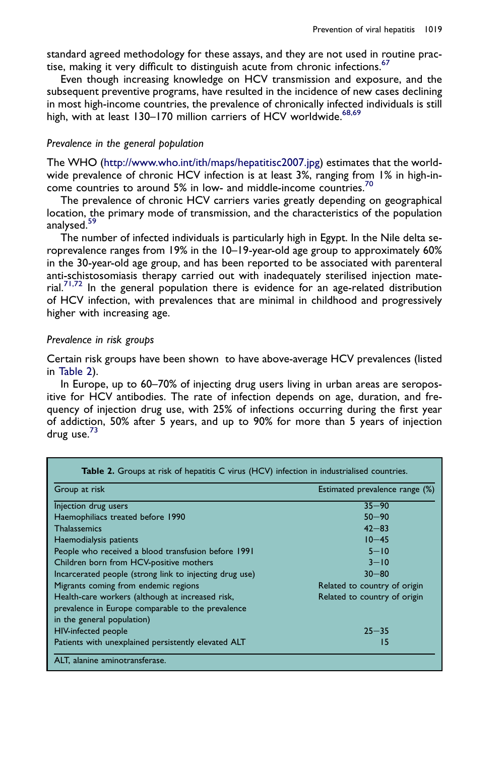standard agreed methodology for these assays, and they are not used in routine practise, making it very difficult to distinguish acute from chronic infections.[67]

Even though increasing knowledge on HCV transmission and exposure, and the subsequent preventive programs, have resulted in the incidence of new cases declining in most high-income countries, the prevalence of chronically infected individuals is still high, with at least 130–170 million carriers of HCV worldwide.[68,69]

*Prevalence in the general population*

The WHO (http://www.who.int/ith/maps/hepatitisc2007.jpg) estimates that the worldwide prevalence of chronic HCV infection is at least 3%, ranging from 1% in high-income countries to around 5% in low- and middle-income countries.[70]

The prevalence of chronic HCV carriers varies greatly depending on geographical location, the primary mode of transmission, and the characteristics of the population analysed.[59]

The number of infected individuals is particularly high in Egypt. In the Nile delta seroprevalence ranges from 19% in the 10–19-year-old age group to approximately 60% in the 30-year-old age group, and has been reported to be associated with parenteral anti-schistosomiasis therapy carried out with inadequately sterilised injection material.[71,72] In the general population there is evidence for an age-related distribution of HCV infection, with prevalences that are minimal in childhood and progressively higher with increasing age.

*Prevalence in risk groups*

Certain risk groups have been shown to have above-average HCV prevalences (listed in Table 2).

In Europe, up to 60–70% of injecting drug users living in urban areas are seropositive for HCV antibodies. The rate of infection depends on age, duration, and frequency of injection drug use, with 25% of infections occurring during the first year of addiction, 50% after 5 years, and up to 90% for more than 5 years of injection drug use.[73]

**Table 2.** Groups at risk of hepatitis C virus (HCV) infection in industrialised countries.

| Group at risk | Estimated prevalence range (%) |
|---|---|
| Injection drug users | 35–90 |
| Haemophiliacs treated before 1990 | 50–90 |
| Thalassemics | 42–83 |
| Haemodialysis patients | 10–45 |
| People who received a blood transfusion before 1991 | 5–10 |
| Children born from HCV-positive mothers | 3–10 |
| Incarcerated people (strong link to injecting drug use) | 30–80 |
| Migrants coming from endemic regions | Related to country of origin |
| Health-care workers (although at increased risk, prevalence in Europe comparable to the prevalence in the general population) | Related to country of origin |
| HIV-infected people | 25–35 |
| Patients with unexplained persistently elevated ALT | 15 |

ALT, alanine aminotransferase.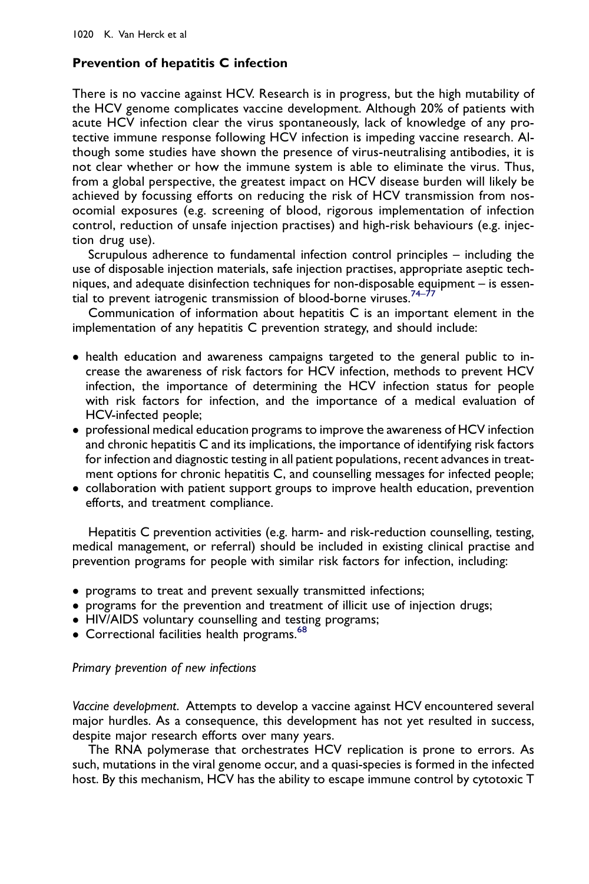## Prevention of hepatitis C infection

There is no vaccine against HCV. Research is in progress, but the high mutability of the HCV genome complicates vaccine development. Although 20% of patients with acute HCV infection clear the virus spontaneously, lack of knowledge of any protective immune response following HCV infection is impeding vaccine research. Although some studies have shown the presence of virus-neutralising antibodies, it is not clear whether or how the immune system is able to eliminate the virus. Thus, from a global perspective, the greatest impact on HCV disease burden will likely be achieved by focussing efforts on reducing the risk of HCV transmission from nosocomial exposures (e.g. screening of blood, rigorous implementation of infection control, reduction of unsafe injection practises) and high-risk behaviours (e.g. injection drug use).

Scrupulous adherence to fundamental infection control principles – including the use of disposable injection materials, safe injection practises, appropriate aseptic techniques, and adequate disinfection techniques for non-disposable equipment – is essential to prevent iatrogenic transmission of blood-borne viruses.[74–77]

Communication of information about hepatitis C is an important element in the implementation of any hepatitis C prevention strategy, and should include:

- health education and awareness campaigns targeted to the general public to increase the awareness of risk factors for HCV infection, methods to prevent HCV infection, the importance of determining the HCV infection status for people with risk factors for infection, and the importance of a medical evaluation of HCV-infected people;
- professional medical education programs to improve the awareness of HCV infection and chronic hepatitis C and its implications, the importance of identifying risk factors for infection and diagnostic testing in all patient populations, recent advances in treatment options for chronic hepatitis C, and counselling messages for infected people;
- collaboration with patient support groups to improve health education, prevention efforts, and treatment compliance.

Hepatitis C prevention activities (e.g. harm- and risk-reduction counselling, testing, medical management, or referral) should be included in existing clinical practise and prevention programs for people with similar risk factors for infection, including:

- programs to treat and prevent sexually transmitted infections;
- programs for the prevention and treatment of illicit use of injection drugs;
- HIV/AIDS voluntary counselling and testing programs;
- Correctional facilities health programs.[68]

### *Primary prevention of new infections*

*Vaccine development*. Attempts to develop a vaccine against HCV encountered several major hurdles. As a consequence, this development has not yet resulted in success, despite major research efforts over many years.

The RNA polymerase that orchestrates HCV replication is prone to errors. As such, mutations in the viral genome occur, and a quasi-species is formed in the infected host. By this mechanism, HCV has the ability to escape immune control by cytotoxic T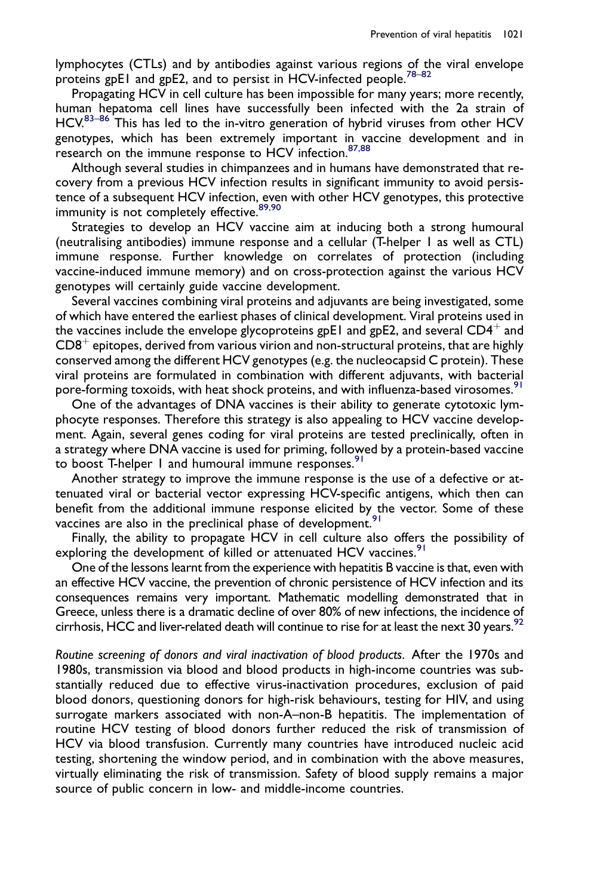lymphocytes (CTLs) and by antibodies against various regions of the viral envelope proteins gpE1 and gpE2, and to persist in HCV-infected people.[78–82]

Propagating HCV in cell culture has been impossible for many years; more recently, human hepatoma cell lines have successfully been infected with the 2a strain of HCV.[83–86] This has led to the in-vitro generation of hybrid viruses from other HCV genotypes, which has been extremely important in vaccine development and in research on the immune response to HCV infection.[87,88]

Although several studies in chimpanzees and in humans have demonstrated that recovery from a previous HCV infection results in significant immunity to avoid persistence of a subsequent HCV infection, even with other HCV genotypes, this protective immunity is not completely effective.[89,90]

Strategies to develop an HCV vaccine aim at inducing both a strong humoural (neutralising antibodies) immune response and a cellular (T-helper 1 as well as CTL) immune response. Further knowledge on correlates of protection (including vaccine-induced immune memory) and on cross-protection against the various HCV genotypes will certainly guide vaccine development.

Several vaccines combining viral proteins and adjuvants are being investigated, some of which have entered the earliest phases of clinical development. Viral proteins used in the vaccines include the envelope glycoproteins gpE1 and gpE2, and several $CD4^{+}$ and $CD8^{+}$ epitopes, derived from various virion and non-structural proteins, that are highly conserved among the different HCV genotypes (e.g. the nucleocapsid C protein). These viral proteins are formulated in combination with different adjuvants, with bacterial pore-forming toxoids, with heat shock proteins, and with influenza-based virosomes.[91]

One of the advantages of DNA vaccines is their ability to generate cytotoxic lymphocyte responses. Therefore this strategy is also appealing to HCV vaccine development. Again, several genes coding for viral proteins are tested preclinically, often in a strategy where DNA vaccine is used for priming, followed by a protein-based vaccine to boost T-helper 1 and humoural immune responses.[91]

Another strategy to improve the immune response is the use of a defective or attenuated viral or bacterial vector expressing HCV-specific antigens, which then can benefit from the additional immune response elicited by the vector. Some of these vaccines are also in the preclinical phase of development.[91]

Finally, the ability to propagate HCV in cell culture also offers the possibility of exploring the development of killed or attenuated HCV vaccines.[91]

One of the lessons learnt from the experience with hepatitis B vaccine is that, even with an effective HCV vaccine, the prevention of chronic persistence of HCV infection and its consequences remains very important. Mathematic modelling demonstrated that in Greece, unless there is a dramatic decline of over 80% of new infections, the incidence of cirrhosis, HCC and liver-related death will continue to rise for at least the next 30 years.[92]

*Routine screening of donors and viral inactivation of blood products*. After the 1970s and 1980s, transmission via blood and blood products in high-income countries was substantially reduced due to effective virus-inactivation procedures, exclusion of paid blood donors, questioning donors for high-risk behaviours, testing for HIV, and using surrogate markers associated with non-A–non-B hepatitis. The implementation of routine HCV testing of blood donors further reduced the risk of transmission of HCV via blood transfusion. Currently many countries have introduced nucleic acid testing, shortening the window period, and in combination with the above measures, virtually eliminating the risk of transmission. Safety of blood supply remains a major source of public concern in low- and middle-income countries.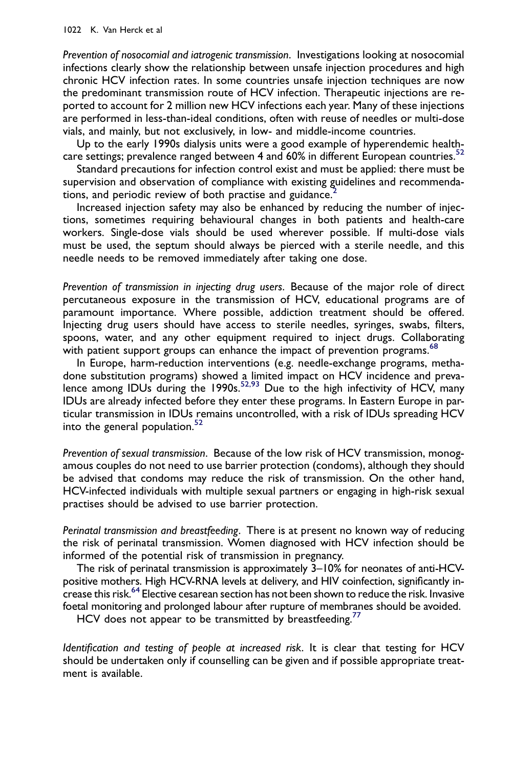*Prevention of nosocomial and iatrogenic transmission*. Investigations looking at nosocomial infections clearly show the relationship between unsafe injection procedures and high chronic HCV infection rates. In some countries unsafe injection techniques are now the predominant transmission route of HCV infection. Therapeutic injections are reported to account for 2 million new HCV infections each year. Many of these injections are performed in less-than-ideal conditions, often with reuse of needles or multi-dose vials, and mainly, but not exclusively, in low- and middle-income countries.

Up to the early 1990s dialysis units were a good example of hyperendemic health-care settings; prevalence ranged between 4 and 60% in different European countries.[52]

Standard precautions for infection control exist and must be applied: there must be supervision and observation of compliance with existing guidelines and recommendations, and periodic review of both practise and guidance.[2]

Increased injection safety may also be enhanced by reducing the number of injections, sometimes requiring behavioural changes in both patients and health-care workers. Single-dose vials should be used wherever possible. If multi-dose vials must be used, the septum should always be pierced with a sterile needle, and this needle needs to be removed immediately after taking one dose.

*Prevention of transmission in injecting drug users*. Because of the major role of direct percutaneous exposure in the transmission of HCV, educational programs are of paramount importance. Where possible, addiction treatment should be offered. Injecting drug users should have access to sterile needles, syringes, swabs, filters, spoons, water, and any other equipment required to inject drugs. Collaborating with patient support groups can enhance the impact of prevention programs.[68]

In Europe, harm-reduction interventions (e.g. needle-exchange programs, methadone substitution programs) showed a limited impact on HCV incidence and prevalence among IDUs during the 1990s.[52,93] Due to the high infectivity of HCV, many IDUs are already infected before they enter these programs. In Eastern Europe in particular transmission in IDUs remains uncontrolled, with a risk of IDUs spreading HCV into the general population.[52]

*Prevention of sexual transmission*. Because of the low risk of HCV transmission, monogamous couples do not need to use barrier protection (condoms), although they should be advised that condoms may reduce the risk of transmission. On the other hand, HCV-infected individuals with multiple sexual partners or engaging in high-risk sexual practises should be advised to use barrier protection.

*Perinatal transmission and breastfeeding*. There is at present no known way of reducing the risk of perinatal transmission. Women diagnosed with HCV infection should be informed of the potential risk of transmission in pregnancy.

The risk of perinatal transmission is approximately 3–10% for neonates of anti-HCV-positive mothers. High HCV-RNA levels at delivery, and HIV coinfection, significantly increase this risk.[64] Elective cesarean section has not been shown to reduce the risk. Invasive foetal monitoring and prolonged labour after rupture of membranes should be avoided.

HCV does not appear to be transmitted by breastfeeding.[77]

*Identification and testing of people at increased risk*. It is clear that testing for HCV should be undertaken only if counselling can be given and if possible appropriate treatment is available.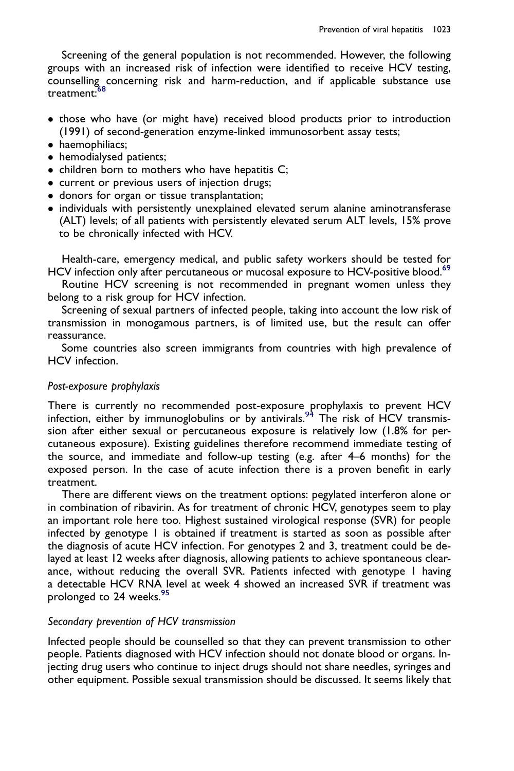Screening of the general population is not recommended. However, the following groups with an increased risk of infection were identified to receive HCV testing, counselling concerning risk and harm-reduction, and if applicable substance use treatment:[68]

- those who have (or might have) received blood products prior to introduction (1991) of second-generation enzyme-linked immunosorbent assay tests;
- haemophiliacs;
- hemodialysed patients;
- children born to mothers who have hepatitis C;
- current or previous users of injection drugs;
- donors for organ or tissue transplantation;
- individuals with persistently unexplained elevated serum alanine aminotransferase (ALT) levels; of all patients with persistently elevated serum ALT levels, 15% prove to be chronically infected with HCV.

Health-care, emergency medical, and public safety workers should be tested for HCV infection only after percutaneous or mucosal exposure to HCV-positive blood.[69]

Routine HCV screening is not recommended in pregnant women unless they belong to a risk group for HCV infection.

Screening of sexual partners of infected people, taking into account the low risk of transmission in monogamous partners, is of limited use, but the result can offer reassurance.

Some countries also screen immigrants from countries with high prevalence of HCV infection.

### *Post-exposure prophylaxis*

There is currently no recommended post-exposure prophylaxis to prevent HCV infection, either by immunoglobulins or by antivirals.[94] The risk of HCV transmission after either sexual or percutaneous exposure is relatively low (1.8% for percutaneous exposure). Existing guidelines therefore recommend immediate testing of the source, and immediate and follow-up testing (e.g. after 4–6 months) for the exposed person. In the case of acute infection there is a proven benefit in early treatment.

There are different views on the treatment options: pegylated interferon alone or in combination of ribavirin. As for treatment of chronic HCV, genotypes seem to play an important role here too. Highest sustained virological response (SVR) for people infected by genotype 1 is obtained if treatment is started as soon as possible after the diagnosis of acute HCV infection. For genotypes 2 and 3, treatment could be delayed at least 12 weeks after diagnosis, allowing patients to achieve spontaneous clearance, without reducing the overall SVR. Patients infected with genotype 1 having a detectable HCV RNA level at week 4 showed an increased SVR if treatment was prolonged to 24 weeks.[95]

### *Secondary prevention of HCV transmission*

Infected people should be counselled so that they can prevent transmission to other people. Patients diagnosed with HCV infection should not donate blood or organs. Injecting drug users who continue to inject drugs should not share needles, syringes and other equipment. Possible sexual transmission should be discussed. It seems likely that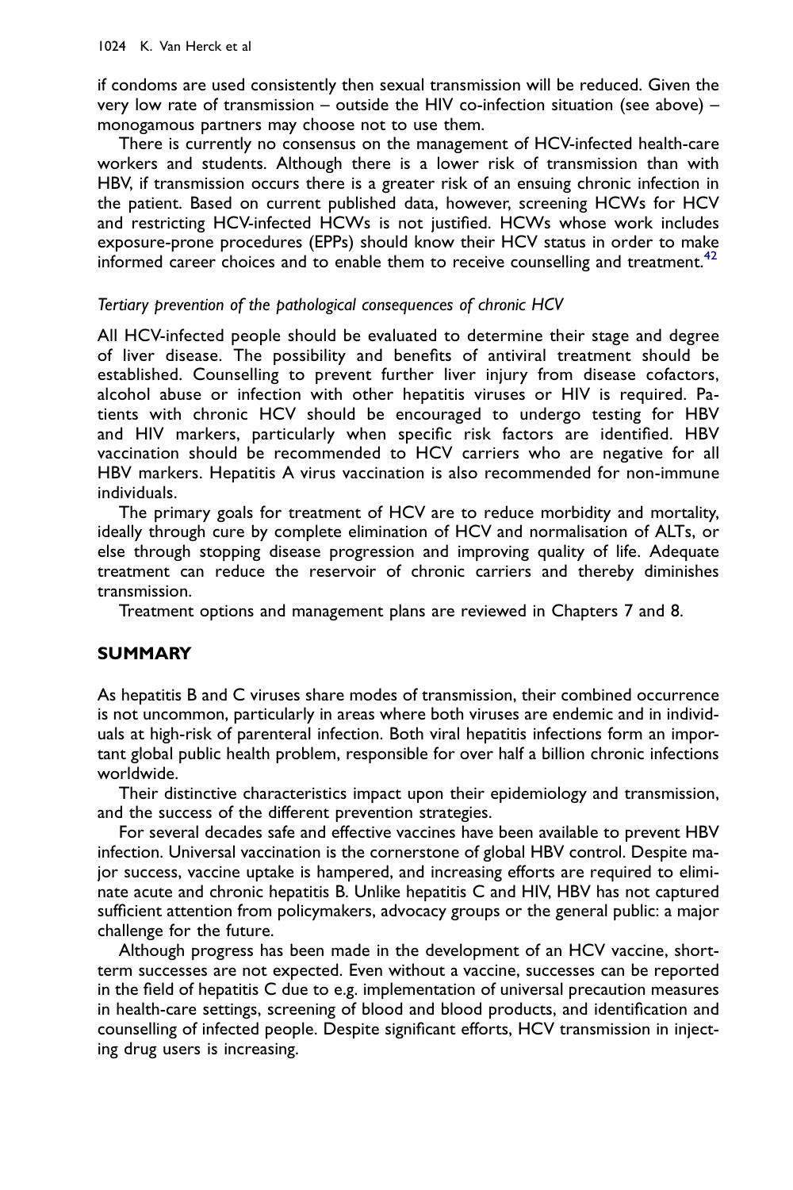if condoms are used consistently then sexual transmission will be reduced. Given the very low rate of transmission – outside the HIV co-infection situation (see above) – monogamous partners may choose not to use them.

There is currently no consensus on the management of HCV-infected health-care workers and students. Although there is a lower risk of transmission than with HBV, if transmission occurs there is a greater risk of an ensuing chronic infection in the patient. Based on current published data, however, screening HCWs for HCV and restricting HCV-infected HCWs is not justified. HCWs whose work includes exposure-prone procedures (EPPs) should know their HCV status in order to make informed career choices and to enable them to receive counselling and treatment.[42]

*Tertiary prevention of the pathological consequences of chronic HCV*

All HCV-infected people should be evaluated to determine their stage and degree of liver disease. The possibility and benefits of antiviral treatment should be established. Counselling to prevent further liver injury from disease cofactors, alcohol abuse or infection with other hepatitis viruses or HIV is required. Patients with chronic HCV should be encouraged to undergo testing for HBV and HIV markers, particularly when specific risk factors are identified. HBV vaccination should be recommended to HCV carriers who are negative for all HBV markers. Hepatitis A virus vaccination is also recommended for non-immune individuals.

The primary goals for treatment of HCV are to reduce morbidity and mortality, ideally through cure by complete elimination of HCV and normalisation of ALTs, or else through stopping disease progression and improving quality of life. Adequate treatment can reduce the reservoir of chronic carriers and thereby diminishes transmission.

Treatment options and management plans are reviewed in Chapters 7 and 8.

## SUMMARY

As hepatitis B and C viruses share modes of transmission, their combined occurrence is not uncommon, particularly in areas where both viruses are endemic and in individuals at high-risk of parenteral infection. Both viral hepatitis infections form an important global public health problem, responsible for over half a billion chronic infections worldwide.

Their distinctive characteristics impact upon their epidemiology and transmission, and the success of the different prevention strategies.

For several decades safe and effective vaccines have been available to prevent HBV infection. Universal vaccination is the cornerstone of global HBV control. Despite major success, vaccine uptake is hampered, and increasing efforts are required to eliminate acute and chronic hepatitis B. Unlike hepatitis C and HIV, HBV has not captured sufficient attention from policymakers, advocacy groups or the general public: a major challenge for the future.

Although progress has been made in the development of an HCV vaccine, short-term successes are not expected. Even without a vaccine, successes can be reported in the field of hepatitis C due to e.g. implementation of universal precaution measures in health-care settings, screening of blood and blood products, and identification and counselling of infected people. Despite significant efforts, HCV transmission in injecting drug users is increasing.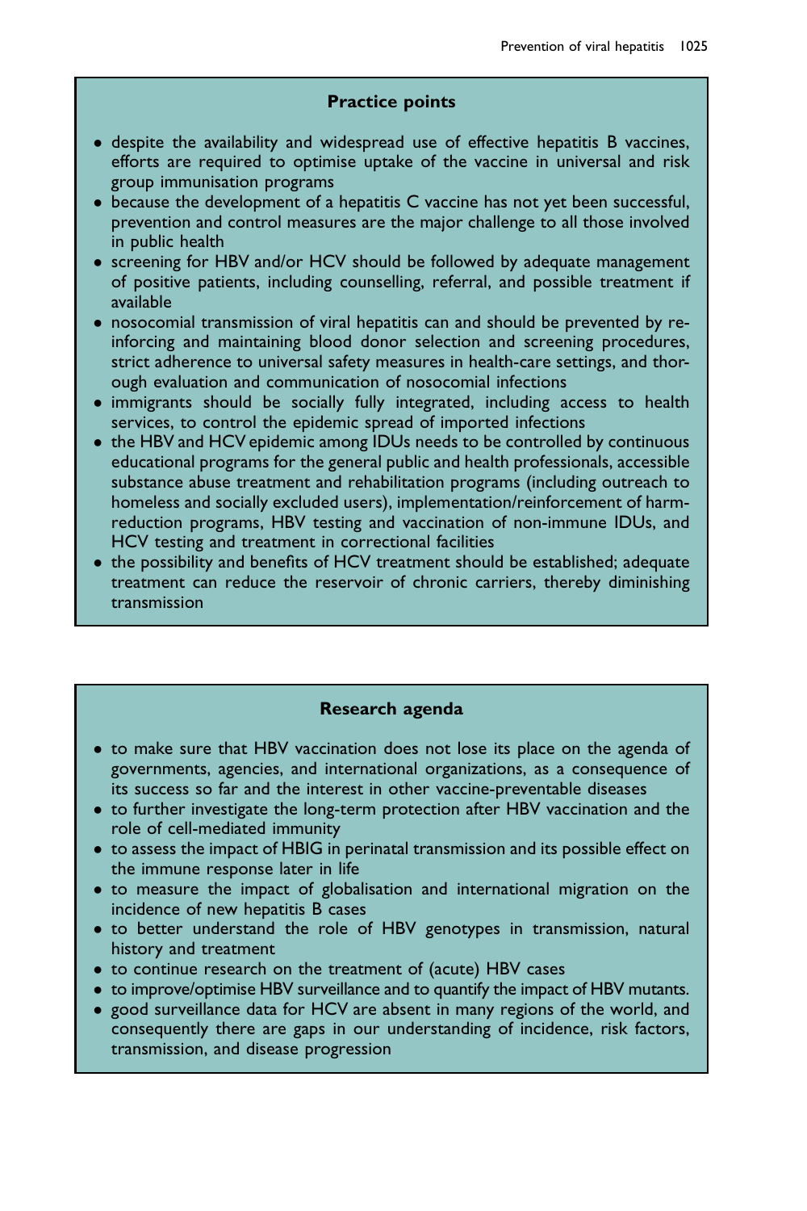## Practice points

- despite the availability and widespread use of effective hepatitis B vaccines, efforts are required to optimise uptake of the vaccine in universal and risk group immunisation programs
- because the development of a hepatitis C vaccine has not yet been successful, prevention and control measures are the major challenge to all those involved in public health
- screening for HBV and/or HCV should be followed by adequate management of positive patients, including counselling, referral, and possible treatment if available
- nosocomial transmission of viral hepatitis can and should be prevented by re-inforcing and maintaining blood donor selection and screening procedures, strict adherence to universal safety measures in health-care settings, and thorough evaluation and communication of nosocomial infections
- immigrants should be socially fully integrated, including access to health services, to control the epidemic spread of imported infections
- the HBV and HCV epidemic among IDUs needs to be controlled by continuous educational programs for the general public and health professionals, accessible substance abuse treatment and rehabilitation programs (including outreach to homeless and socially excluded users), implementation/reinforcement of harm-reduction programs, HBV testing and vaccination of non-immune IDUs, and HCV testing and treatment in correctional facilities
- the possibility and benefits of HCV treatment should be established; adequate treatment can reduce the reservoir of chronic carriers, thereby diminishing transmission

## Research agenda

- to make sure that HBV vaccination does not lose its place on the agenda of governments, agencies, and international organizations, as a consequence of its success so far and the interest in other vaccine-preventable diseases
- to further investigate the long-term protection after HBV vaccination and the role of cell-mediated immunity
- to assess the impact of HBIG in perinatal transmission and its possible effect on the immune response later in life
- to measure the impact of globalisation and international migration on the incidence of new hepatitis B cases
- to better understand the role of HBV genotypes in transmission, natural history and treatment
- to continue research on the treatment of (acute) HBV cases
- to improve/optimise HBV surveillance and to quantify the impact of HBV mutants.
- good surveillance data for HCV are absent in many regions of the world, and consequently there are gaps in our understanding of incidence, risk factors, transmission, and disease progression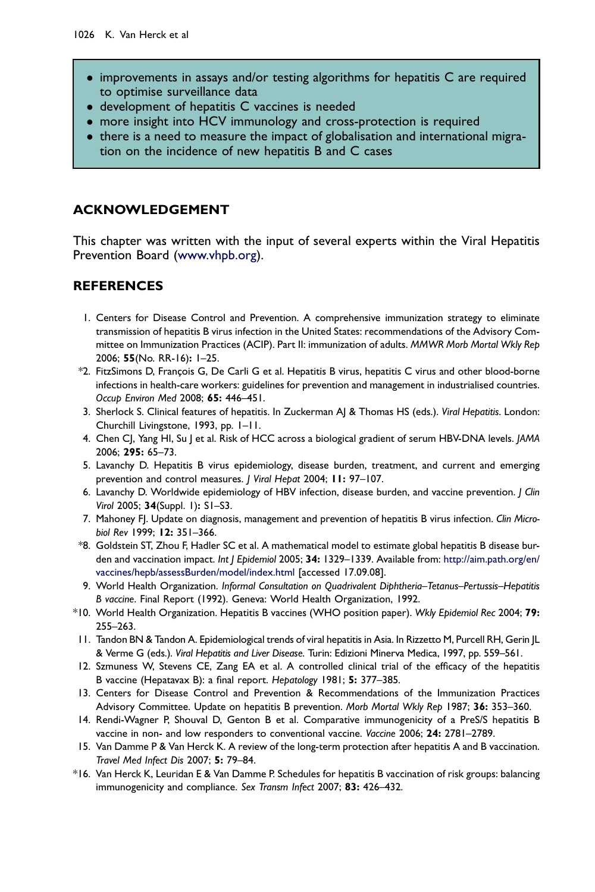- improvements in assays and/or testing algorithms for hepatitis C are required to optimise surveillance data
- development of hepatitis C vaccines is needed
- more insight into HCV immunology and cross-protection is required
- there is a need to measure the impact of globalisation and international migration on the incidence of new hepatitis B and C cases

## ACKNOWLEDGEMENT

This chapter was written with the input of several experts within the Viral Hepatitis Prevention Board (www.vhpb.org).

## REFERENCES

1. Centers for Disease Control and Prevention. A comprehensive immunization strategy to eliminate transmission of hepatitis B virus infection in the United States: recommendations of the Advisory Committee on Immunization Practices (ACIP). Part II: immunization of adults. *MMWR Morb Mortal Wkly Rep* 2006; **55**(No. RR-16)**:** 1–25.
*2. FitzSimons D, François G, De Carli G et al. Hepatitis B virus, hepatitis C virus and other blood-borne infections in health-care workers: guidelines for prevention and management in industrialised countries. *Occup Environ Med* 2008; **65:** 446–451.
3. Sherlock S. Clinical features of hepatitis. In Zuckerman AJ & Thomas HS (eds.). *Viral Hepatitis*. London: Churchill Livingstone, 1993, pp. 1–11.
4. Chen CJ, Yang HI, Su J et al. Risk of HCC across a biological gradient of serum HBV-DNA levels. *JAMA* 2006; **295:** 65–73.
5. Lavanchy D. Hepatitis B virus epidemiology, disease burden, treatment, and current and emerging prevention and control measures. *J Viral Hepat* 2004; **11:** 97–107.
6. Lavanchy D. Worldwide epidemiology of HBV infection, disease burden, and vaccine prevention. *J Clin Virol* 2005; **34**(Suppl. 1)**:** S1–S3.
7. Mahoney FJ. Update on diagnosis, management and prevention of hepatitis B virus infection. *Clin Microbiol Rev* 1999; **12:** 351–366.
*8. Goldstein ST, Zhou F, Hadler SC et al. A mathematical model to estimate global hepatitis B disease burden and vaccination impact. *Int J Epidemiol* 2005; **34:** 1329–1339. Available from: http://aim.path.org/en/vaccines/hepb/assessBurden/model/index.html [accessed 17.09.08].
9. World Health Organization. *Informal Consultation on Quadrivalent Diphtheria–Tetanus–Pertussis–Hepatitis B vaccine*. Final Report (1992). Geneva: World Health Organization, 1992.
*10. World Health Organization. Hepatitis B vaccines (WHO position paper). *Wkly Epidemiol Rec* 2004; **79:** 255–263.
11. Tandon BN & Tandon A. Epidemiological trends of viral hepatitis in Asia. In Rizzetto M, Purcell RH, Gerin JL & Verme G (eds.). *Viral Hepatitis and Liver Disease*. Turin: Edizioni Minerva Medica, 1997, pp. 559–561.
12. Szmuness W, Stevens CE, Zang EA et al. A controlled clinical trial of the efficacy of the hepatitis B vaccine (Hepatavax B): a final report. *Hepatology* 1981; **5:** 377–385.
13. Centers for Disease Control and Prevention & Recommendations of the Immunization Practices Advisory Committee. Update on hepatitis B prevention. *Morb Mortal Wkly Rep* 1987; **36:** 353–360.
14. Rendi-Wagner P, Shouval D, Genton B et al. Comparative immunogenicity of a PreS/S hepatitis B vaccine in non- and low responders to conventional vaccine. *Vaccine* 2006; **24:** 2781–2789.
15. Van Damme P & Van Herck K. A review of the long-term protection after hepatitis A and B vaccination. *Travel Med Infect Dis* 2007; **5:** 79–84.
*16. Van Herck K, Leuridan E & Van Damme P. Schedules for hepatitis B vaccination of risk groups: balancing immunogenicity and compliance. *Sex Transm Infect* 2007; **83:** 426–432.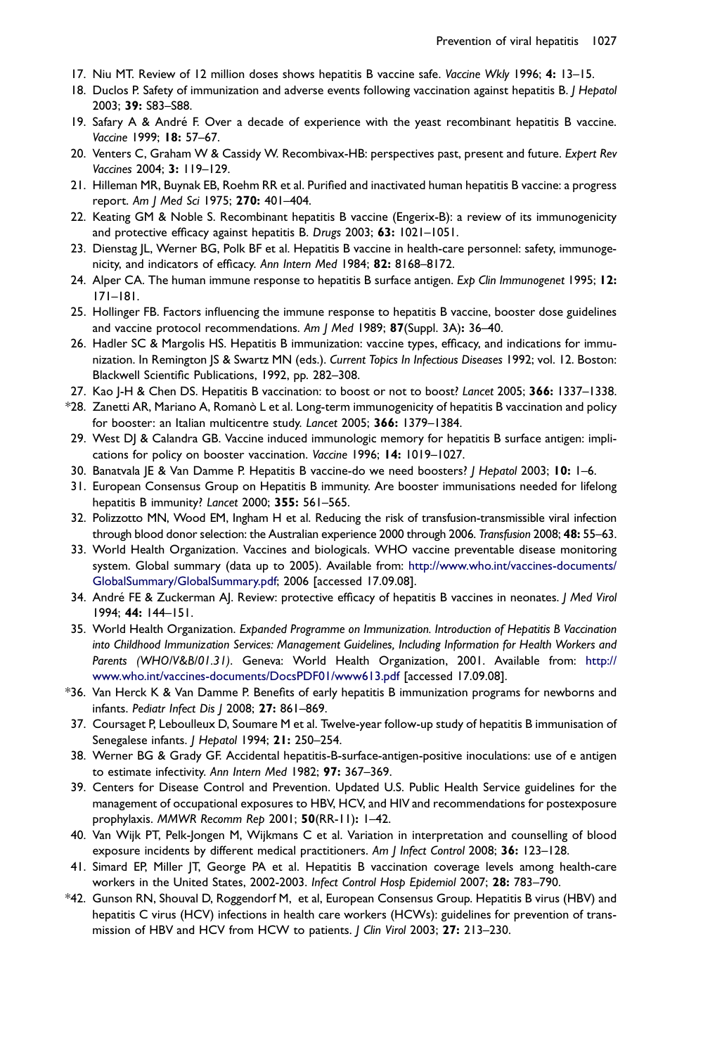17. Niu MT. Review of 12 million doses shows hepatitis B vaccine safe. *Vaccine Wkly* 1996; **4:** 13–15.
18. Duclos P. Safety of immunization and adverse events following vaccination against hepatitis B. *J Hepatol* 2003; **39:** S83–S88.
19. Safary A & André F. Over a decade of experience with the yeast recombinant hepatitis B vaccine. *Vaccine* 1999; **18:** 57–67.
20. Venters C, Graham W & Cassidy W. Recombivax-HB: perspectives past, present and future. *Expert Rev Vaccines* 2004; **3:** 119–129.
21. Hilleman MR, Buynak EB, Roehm RR et al. Purified and inactivated human hepatitis B vaccine: a progress report. *Am J Med Sci* 1975; **270:** 401–404.
22. Keating GM & Noble S. Recombinant hepatitis B vaccine (Engerix-B): a review of its immunogenicity and protective efficacy against hepatitis B. *Drugs* 2003; **63:** 1021–1051.
23. Dienstag JL, Werner BG, Polk BF et al. Hepatitis B vaccine in health-care personnel: safety, immunogenicity, and indicators of efficacy. *Ann Intern Med* 1984; **82:** 8168–8172.
24. Alper CA. The human immune response to hepatitis B surface antigen. *Exp Clin Immunogenet* 1995; **12:** 171–181.
25. Hollinger FB. Factors influencing the immune response to hepatitis B vaccine, booster dose guidelines and vaccine protocol recommendations. *Am J Med* 1989; **87**(Suppl. 3A)**:** 36–40.
26. Hadler SC & Margolis HS. Hepatitis B immunization: vaccine types, efficacy, and indications for immunization. In Remington JS & Swartz MN (eds.). *Current Topics In Infectious Diseases* 1992; vol. 12. Boston: Blackwell Scientific Publications, 1992, pp. 282–308.
27. Kao J-H & Chen DS. Hepatitis B vaccination: to boost or not to boost? *Lancet* 2005; **366:** 1337–1338.
*28. Zanetti AR, Mariano A, Romanò L et al. Long-term immunogenicity of hepatitis B vaccination and policy for booster: an Italian multicentre study. *Lancet* 2005; **366:** 1379–1384.
29. West DJ & Calandra GB. Vaccine induced immunologic memory for hepatitis B surface antigen: implications for policy on booster vaccination. *Vaccine* 1996; **14:** 1019–1027.
30. Banatvala JE & Van Damme P. Hepatitis B vaccine-do we need boosters? *J Hepatol* 2003; **10:** 1–6.
31. European Consensus Group on Hepatitis B immunity. Are booster immunisations needed for lifelong hepatitis B immunity? *Lancet* 2000; **355:** 561–565.
32. Polizzotto MN, Wood EM, Ingham H et al. Reducing the risk of transfusion-transmissible viral infection through blood donor selection: the Australian experience 2000 through 2006. *Transfusion* 2008; **48:** 55–63.
33. World Health Organization. Vaccines and biologicals. WHO vaccine preventable disease monitoring system. Global summary (data up to 2005). Available from: http://www.who.int/vaccines-documents/GlobalSummary/GlobalSummary.pdf; 2006 [accessed 17.09.08].
34. André FE & Zuckerman AJ. Review: protective efficacy of hepatitis B vaccines in neonates. *J Med Virol* 1994; **44:** 144–151.
35. World Health Organization. *Expanded Programme on Immunization. Introduction of Hepatitis B Vaccination into Childhood Immunization Services: Management Guidelines, Including Information for Health Workers and Parents (WHO/V&B/01.31)*. Geneva: World Health Organization, 2001. Available from: http://www.who.int/vaccines-documents/DocsPDF01/www613.pdf [accessed 17.09.08].
*36. Van Herck K & Van Damme P. Benefits of early hepatitis B immunization programs for newborns and infants. *Pediatr Infect Dis J* 2008; **27:** 861–869.
37. Coursaget P, Leboulleux D, Soumare M et al. Twelve-year follow-up study of hepatitis B immunisation of Senegalese infants. *J Hepatol* 1994; **21:** 250–254.
38. Werner BG & Grady GF. Accidental hepatitis-B-surface-antigen-positive inoculations: use of e antigen to estimate infectivity. *Ann Intern Med* 1982; **97:** 367–369.
39. Centers for Disease Control and Prevention. Updated U.S. Public Health Service guidelines for the management of occupational exposures to HBV, HCV, and HIV and recommendations for postexposure prophylaxis. *MMWR Recomm Rep* 2001; **50**(RR-11)**:** 1–42.
40. Van Wijk PT, Pelk-Jongen M, Wijkmans C et al. Variation in interpretation and counselling of blood exposure incidents by different medical practitioners. *Am J Infect Control* 2008; **36:** 123–128.
41. Simard EP, Miller JT, George PA et al. Hepatitis B vaccination coverage levels among health-care workers in the United States, 2002-2003. *Infect Control Hosp Epidemiol* 2007; **28:** 783–790.
*42. Gunson RN, Shouval D, Roggendorf M, et al, European Consensus Group. Hepatitis B virus (HBV) and hepatitis C virus (HCV) infections in health care workers (HCWs): guidelines for prevention of transmission of HBV and HCV from HCW to patients. *J Clin Virol* 2003; **27:** 213–230.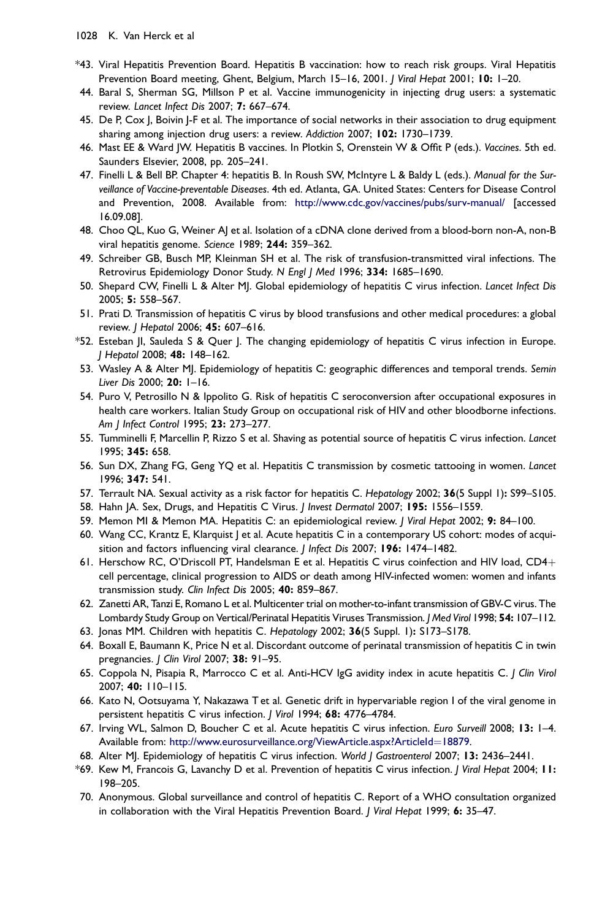*43. Viral Hepatitis Prevention Board. Hepatitis B vaccination: how to reach risk groups. Viral Hepatitis Prevention Board meeting, Ghent, Belgium, March 15–16, 2001. *J Viral Hepat* 2001; **10:** 1–20.

44. Baral S, Sherman SG, Millson P et al. Vaccine immunogenicity in injecting drug users: a systematic review. *Lancet Infect Dis* 2007; **7:** 667–674.

45. De P, Cox J, Boivin J-F et al. The importance of social networks in their association to drug equipment sharing among injection drug users: a review. *Addiction* 2007; **102:** 1730–1739.

46. Mast EE & Ward JW. Hepatitis B vaccines. In Plotkin S, Orenstein W & Offit P (eds.). *Vaccines*. 5th ed. Saunders Elsevier, 2008, pp. 205–241.

47. Finelli L & Bell BP. Chapter 4: hepatitis B. In Roush SW, McIntyre L & Baldy L (eds.). *Manual for the Surveillance of Vaccine-preventable Diseases*. 4th ed. Atlanta, GA. United States: Centers for Disease Control and Prevention, 2008. Available from: http://www.cdc.gov/vaccines/pubs/surv-manual/ [accessed 16.09.08].

48. Choo QL, Kuo G, Weiner AJ et al. Isolation of a cDNA clone derived from a blood-born non-A, non-B viral hepatitis genome. *Science* 1989; **244:** 359–362.

49. Schreiber GB, Busch MP, Kleinman SH et al. The risk of transfusion-transmitted viral infections. The Retrovirus Epidemiology Donor Study. *N Engl J Med* 1996; **334:** 1685–1690.

50. Shepard CW, Finelli L & Alter MJ. Global epidemiology of hepatitis C virus infection. *Lancet Infect Dis* 2005; **5:** 558–567.

51. Prati D. Transmission of hepatitis C virus by blood transfusions and other medical procedures: a global review. *J Hepatol* 2006; **45:** 607–616.

*52. Esteban JI, Sauleda S & Quer J. The changing epidemiology of hepatitis C virus infection in Europe. *J Hepatol* 2008; **48:** 148–162.

53. Wasley A & Alter MJ. Epidemiology of hepatitis C: geographic differences and temporal trends. *Semin Liver Dis* 2000; **20:** 1–16.

54. Puro V, Petrosillo N & Ippolito G. Risk of hepatitis C seroconversion after occupational exposures in health care workers. Italian Study Group on occupational risk of HIV and other bloodborne infections. *Am J Infect Control* 1995; **23:** 273–277.

55. Tumminelli F, Marcellin P, Rizzo S et al. Shaving as potential source of hepatitis C virus infection. *Lancet* 1995; **345:** 658.

56. Sun DX, Zhang FG, Geng YQ et al. Hepatitis C transmission by cosmetic tattooing in women. *Lancet* 1996; **347:** 541.

57. Terrault NA. Sexual activity as a risk factor for hepatitis C. *Hepatology* 2002; **36**(5 Suppl 1)**:** S99–S105.

58. Hahn JA. Sex, Drugs, and Hepatitis C Virus. *J Invest Dermatol* 2007; **195:** 1556–1559.

59. Memon MI & Memon MA. Hepatitis C: an epidemiological review. *J Viral Hepat* 2002; **9:** 84–100.

60. Wang CC, Krantz E, Klarquist J et al. Acute hepatitis C in a contemporary US cohort: modes of acquisition and factors influencing viral clearance. *J Infect Dis* 2007; **196:** 1474–1482.

61. Herschow RC, O'Driscoll PT, Handelsman E et al. Hepatitis C virus coinfection and HIV load, CD4+ cell percentage, clinical progression to AIDS or death among HIV-infected women: women and infants transmission study. *Clin Infect Dis* 2005; **40:** 859–867.

62. Zanetti AR, Tanzi E, Romano L et al. Multicenter trial on mother-to-infant transmission of GBV-C virus. The Lombardy Study Group on Vertical/Perinatal Hepatitis Viruses Transmission. *J Med Virol* 1998; **54:** 107–112.

63. Jonas MM. Children with hepatitis C. *Hepatology* 2002; **36**(5 Suppl. 1)**:** S173–S178.

64. Boxall E, Baumann K, Price N et al. Discordant outcome of perinatal transmission of hepatitis C in twin pregnancies. *J Clin Virol* 2007; **38:** 91–95.

65. Coppola N, Pisapia R, Marrocco C et al. Anti-HCV IgG avidity index in acute hepatitis C. *J Clin Virol* 2007; **40:** 110–115.

66. Kato N, Ootsuyama Y, Nakazawa T et al. Genetic drift in hypervariable region I of the viral genome in persistent hepatitis C virus infection. *J Virol* 1994; **68:** 4776–4784.

67. Irving WL, Salmon D, Boucher C et al. Acute hepatitis C virus infection. *Euro Surveill* 2008; **13:** 1–4. Available from: http://www.eurosurveillance.org/ViewArticle.aspx?ArticleId=18879.

68. Alter MJ. Epidemiology of hepatitis C virus infection. *World J Gastroenterol* 2007; **13:** 2436–2441.

*69. Kew M, Francois G, Lavanchy D et al. Prevention of hepatitis C virus infection. *J Viral Hepat* 2004; **11:** 198–205.

70. Anonymous. Global surveillance and control of hepatitis C. Report of a WHO consultation organized in collaboration with the Viral Hepatitis Prevention Board. *J Viral Hepat* 1999; **6:** 35–47.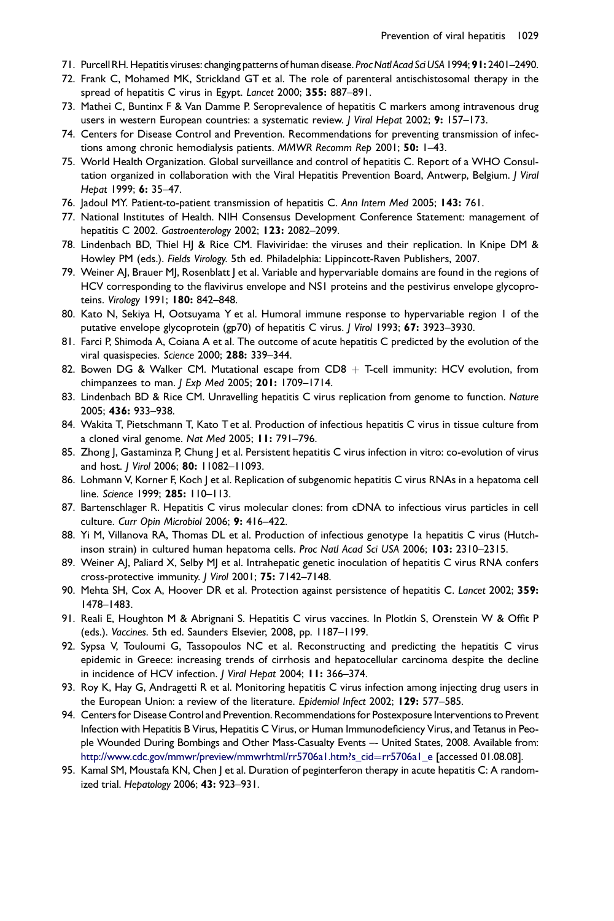71. Purcell RH. Hepatitis viruses: changing patterns of human disease. *Proc Natl Acad Sci USA* 1994; **91:** 2401–2490.
72. Frank C, Mohamed MK, Strickland GT et al. The role of parenteral antischistosomal therapy in the spread of hepatitis C virus in Egypt. *Lancet* 2000; **355:** 887–891.
73. Mathei C, Buntinx F & Van Damme P. Seroprevalence of hepatitis C markers among intravenous drug users in western European countries: a systematic review. *J Viral Hepat* 2002; **9:** 157–173.
74. Centers for Disease Control and Prevention. Recommendations for preventing transmission of infections among chronic hemodialysis patients. *MMWR Recomm Rep* 2001; **50:** 1–43.
75. World Health Organization. Global surveillance and control of hepatitis C. Report of a WHO Consultation organized in collaboration with the Viral Hepatitis Prevention Board, Antwerp, Belgium. *J Viral Hepat* 1999; **6:** 35–47.
76. Jadoul MY. Patient-to-patient transmission of hepatitis C. *Ann Intern Med* 2005; **143:** 761.
77. National Institutes of Health. NIH Consensus Development Conference Statement: management of hepatitis C 2002. *Gastroenterology* 2002; **123:** 2082–2099.
78. Lindenbach BD, Thiel HJ & Rice CM. Flaviviridae: the viruses and their replication. In Knipe DM & Howley PM (eds.). *Fields Virology*. 5th ed. Philadelphia: Lippincott-Raven Publishers, 2007.
79. Weiner AJ, Brauer MJ, Rosenblatt J et al. Variable and hypervariable domains are found in the regions of HCV corresponding to the flavivirus envelope and NS1 proteins and the pestivirus envelope glycoproteins. *Virology* 1991; **180:** 842–848.
80. Kato N, Sekiya H, Ootsuyama Y et al. Humoral immune response to hypervariable region 1 of the putative envelope glycoprotein (gp70) of hepatitis C virus. *J Virol* 1993; **67:** 3923–3930.
81. Farci P, Shimoda A, Coiana A et al. The outcome of acute hepatitis C predicted by the evolution of the viral quasispecies. *Science* 2000; **288:** 339–344.
82. Bowen DG & Walker CM. Mutational escape from CD8 + T-cell immunity: HCV evolution, from chimpanzees to man. *J Exp Med* 2005; **201:** 1709–1714.
83. Lindenbach BD & Rice CM. Unravelling hepatitis C virus replication from genome to function. *Nature* 2005; **436:** 933–938.
84. Wakita T, Pietschmann T, Kato T et al. Production of infectious hepatitis C virus in tissue culture from a cloned viral genome. *Nat Med* 2005; **11:** 791–796.
85. Zhong J, Gastaminza P, Chung J et al. Persistent hepatitis C virus infection in vitro: co-evolution of virus and host. *J Virol* 2006; **80:** 11082–11093.
86. Lohmann V, Korner F, Koch J et al. Replication of subgenomic hepatitis C virus RNAs in a hepatoma cell line. *Science* 1999; **285:** 110–113.
87. Bartenschlager R. Hepatitis C virus molecular clones: from cDNA to infectious virus particles in cell culture. *Curr Opin Microbiol* 2006; **9:** 416–422.
88. Yi M, Villanova RA, Thomas DL et al. Production of infectious genotype 1a hepatitis C virus (Hutchinson strain) in cultured human hepatoma cells. *Proc Natl Acad Sci USA* 2006; **103:** 2310–2315.
89. Weiner AJ, Paliard X, Selby MJ et al. Intrahepatic genetic inoculation of hepatitis C virus RNA confers cross-protective immunity. *J Virol* 2001; **75:** 7142–7148.
90. Mehta SH, Cox A, Hoover DR et al. Protection against persistence of hepatitis C. *Lancet* 2002; **359:** 1478–1483.
91. Reali E, Houghton M & Abrignani S. Hepatitis C virus vaccines. In Plotkin S, Orenstein W & Offit P (eds.). *Vaccines*. 5th ed. Saunders Elsevier, 2008, pp. 1187–1199.
92. Sypsa V, Touloumi G, Tassopoulos NC et al. Reconstructing and predicting the hepatitis C virus epidemic in Greece: increasing trends of cirrhosis and hepatocellular carcinoma despite the decline in incidence of HCV infection. *J Viral Hepat* 2004; **11:** 366–374.
93. Roy K, Hay G, Andragetti R et al. Monitoring hepatitis C virus infection among injecting drug users in the European Union: a review of the literature. *Epidemiol Infect* 2002; **129:** 577–585.
94. Centers for Disease Control and Prevention. Recommendations for Postexposure Interventions to Prevent Infection with Hepatitis B Virus, Hepatitis C Virus, or Human Immunodeficiency Virus, and Tetanus in People Wounded During Bombings and Other Mass-Casualty Events –- United States, 2008. Available from: http://www.cdc.gov/mmwr/preview/mmwrhtml/rr5706a1.htm?s_cid=rr5706a1_e [accessed 01.08.08].
95. Kamal SM, Moustafa KN, Chen J et al. Duration of peginterferon therapy in acute hepatitis C: A randomized trial. *Hepatology* 2006; **43:** 923–931.